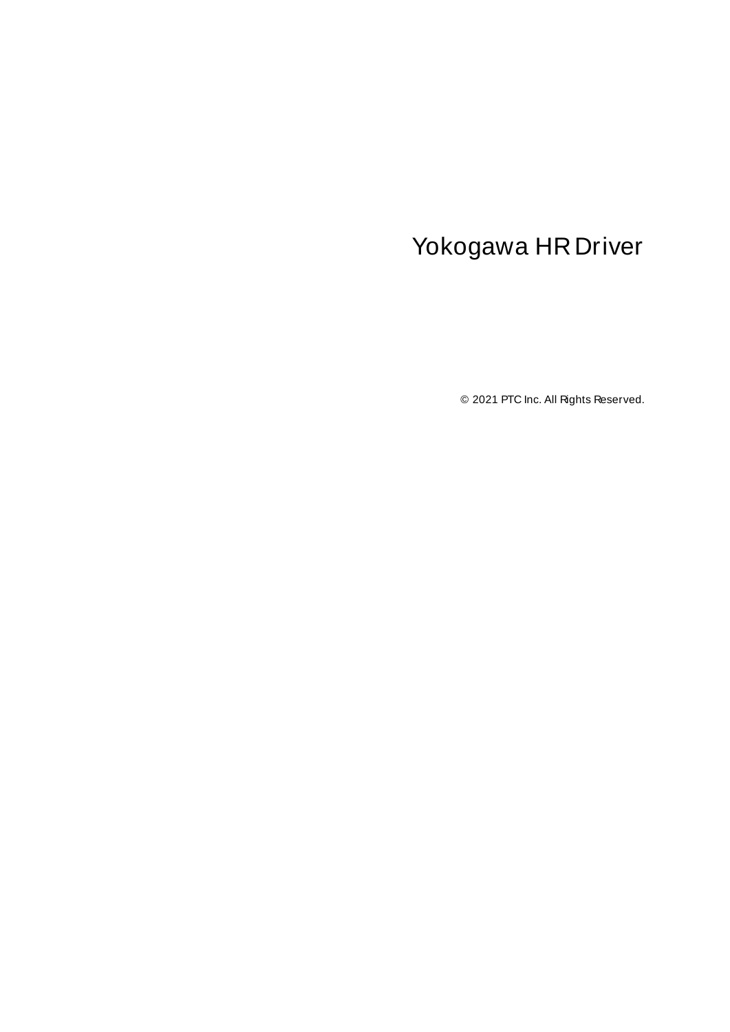# Yokogawa HR Driver

© 2021 PTC Inc. All Rights Reserved.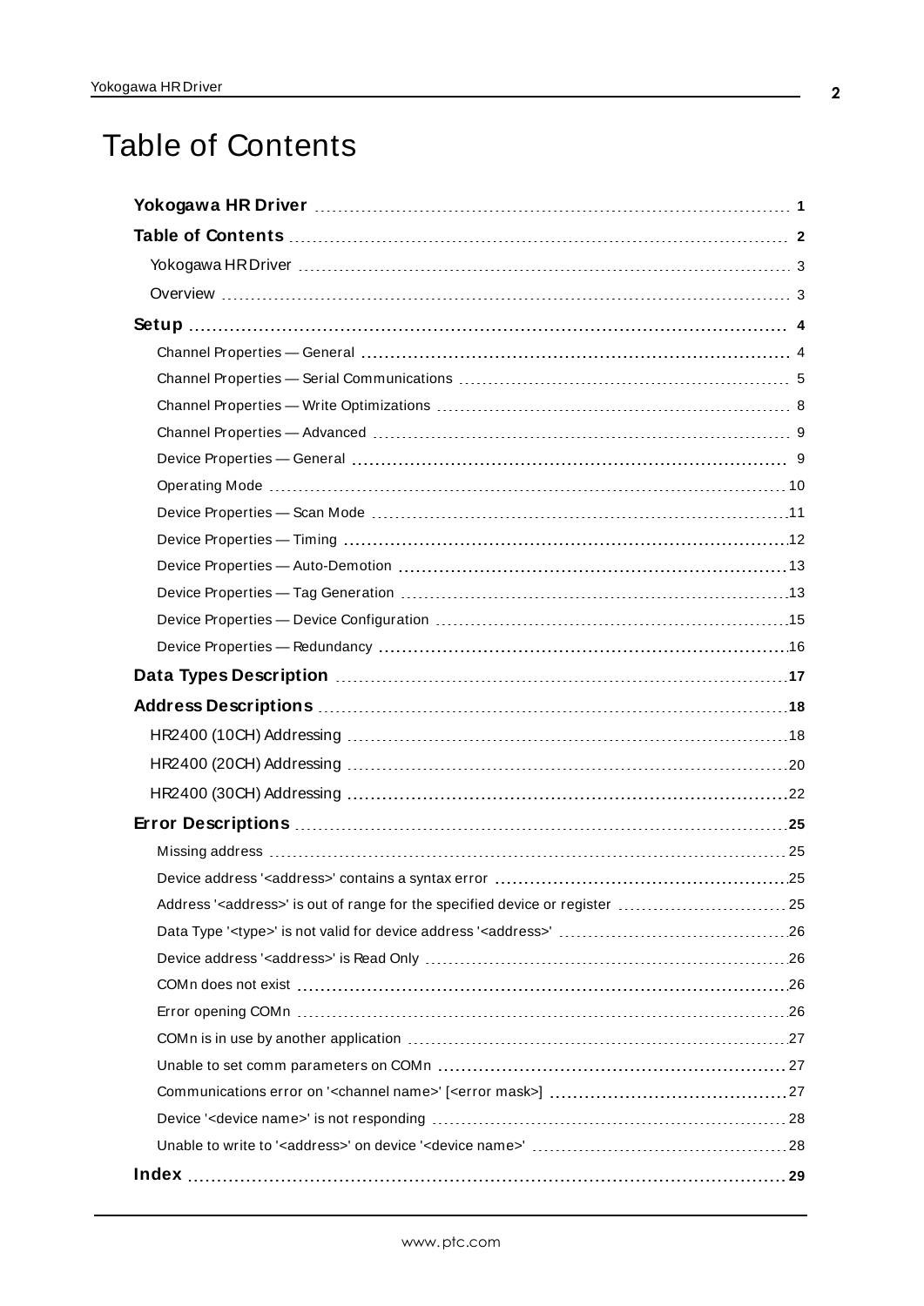# Table of Contents

**Yokogawa HR Driver** 1

**Table of Contents** 2

Yokogawa HR Driver 3

Overview 3

**Setup** 4

- Channel Properties — General 4
- Channel Properties — Serial Communications 5
- Channel Properties — Write Optimizations 8
- Channel Properties — Advanced 9
- Device Properties — General 9
- Operating Mode 10
- Device Properties — Scan Mode 11
- Device Properties — Timing 12
- Device Properties — Auto-Demotion 13
- Device Properties — Tag Generation 13
- Device Properties — Device Configuration 15
- Device Properties — Redundancy 16

**Data Types Description** 17

**Address Descriptions** 18

HR2400 (10CH) Addressing 18

HR2400 (20CH) Addressing 20

HR2400 (30CH) Addressing 22

**Error Descriptions** 25

- Missing address 25
- Device address '<address>' contains a syntax error 25
- Address '<address>' is out of range for the specified device or register 25
- Data Type '<type>' is not valid for device address '<address>' 26
- Device address '<address>' is Read Only 26
- COMn does not exist 26
- Error opening COMn 26
- COMn is in use by another application 27
- Unable to set comm parameters on COMn 27
- Communications error on '<channel name>' [<error mask>] 27
- Device '<device name>' is not responding 28
- Unable to write to '<address>' on device '<device name>' 28

**Index** 29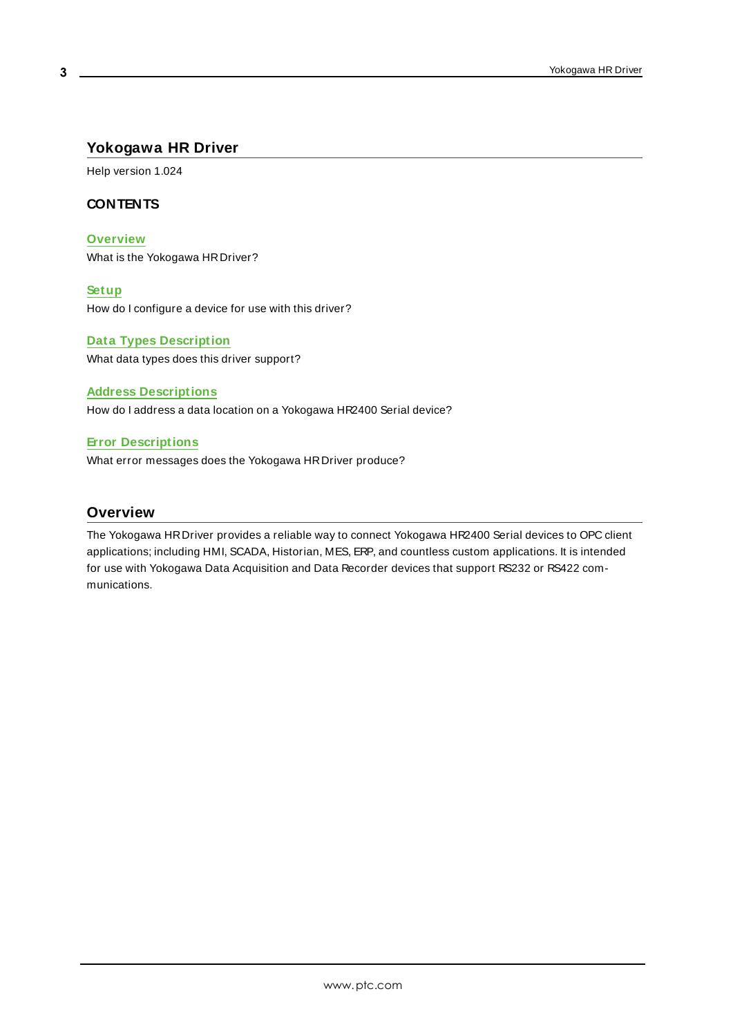# Yokogawa HR Driver

Help version 1.024

### CONTENTS

**Overview**
What is the Yokogawa HR Driver?

**Setup**
How do I configure a device for use with this driver?

**Data Types Description**
What data types does this driver support?

**Address Descriptions**
How do I address a data location on a Yokogawa HR2400 Serial device?

**Error Descriptions**
What error messages does the Yokogawa HR Driver produce?

## Overview

The Yokogawa HR Driver provides a reliable way to connect Yokogawa HR2400 Serial devices to OPC client applications; including HMI, SCADA, Historian, MES, ERP, and countless custom applications. It is intended for use with Yokogawa Data Acquisition and Data Recorder devices that support RS232 or RS422 communications.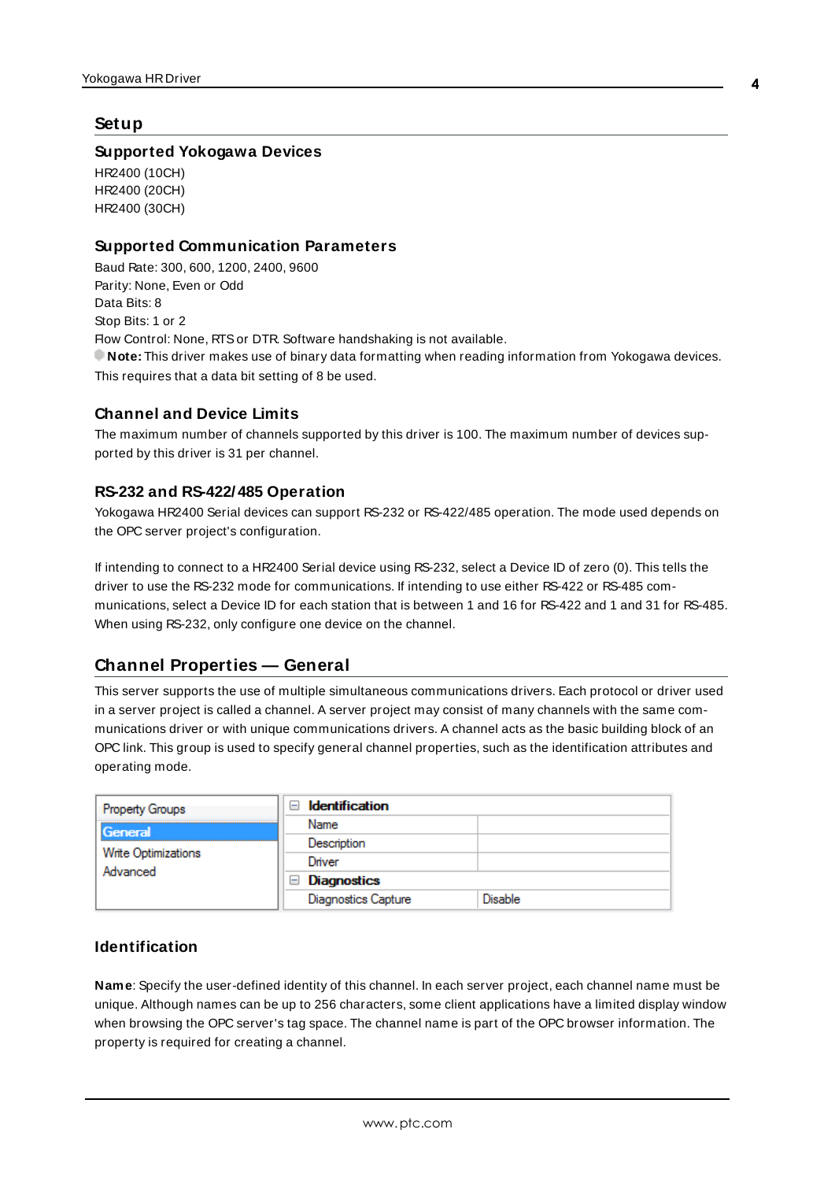# Setup

## Supported Yokogawa Devices

HR2400 (10CH)
HR2400 (20CH)
HR2400 (30CH)

## Supported Communication Parameters

Baud Rate: 300, 600, 1200, 2400, 9600
Parity: None, Even or Odd
Data Bits: 8
Stop Bits: 1 or 2
Flow Control: None, RTS or DTR. Software handshaking is not available.

**Note:** This driver makes use of binary data formatting when reading information from Yokogawa devices. This requires that a data bit setting of 8 be used.

## Channel and Device Limits

The maximum number of channels supported by this driver is 100. The maximum number of devices supported by this driver is 31 per channel.

## RS-232 and RS-422/485 Operation

Yokogawa HR2400 Serial devices can support RS-232 or RS-422/485 operation. The mode used depends on the OPC server project's configuration.

If intending to connect to a HR2400 Serial device using RS-232, select a Device ID of zero (0). This tells the driver to use the RS-232 mode for communications. If intending to use either RS-422 or RS-485 communications, select a Device ID for each station that is between 1 and 16 for RS-422 and 1 and 31 for RS-485. When using RS-232, only configure one device on the channel.

# Channel Properties — General

This server supports the use of multiple simultaneous communications drivers. Each protocol or driver used in a server project is called a channel. A server project may consist of many channels with the same communications driver or with unique communications drivers. A channel acts as the basic building block of an OPC link. This group is used to specify general channel properties, such as the identification attributes and operating mode.

| Property Groups | Property | Value |
|---|---|---|
| **General** | **Identification** | |
| Write Optimizations | Name | |
| Advanced | Description | |
| | Driver | |
| | **Diagnostics** | |
| | Diagnostics Capture | Disable |

## Identification

**Name**: Specify the user-defined identity of this channel. In each server project, each channel name must be unique. Although names can be up to 256 characters, some client applications have a limited display window when browsing the OPC server's tag space. The channel name is part of the OPC browser information. The property is required for creating a channel.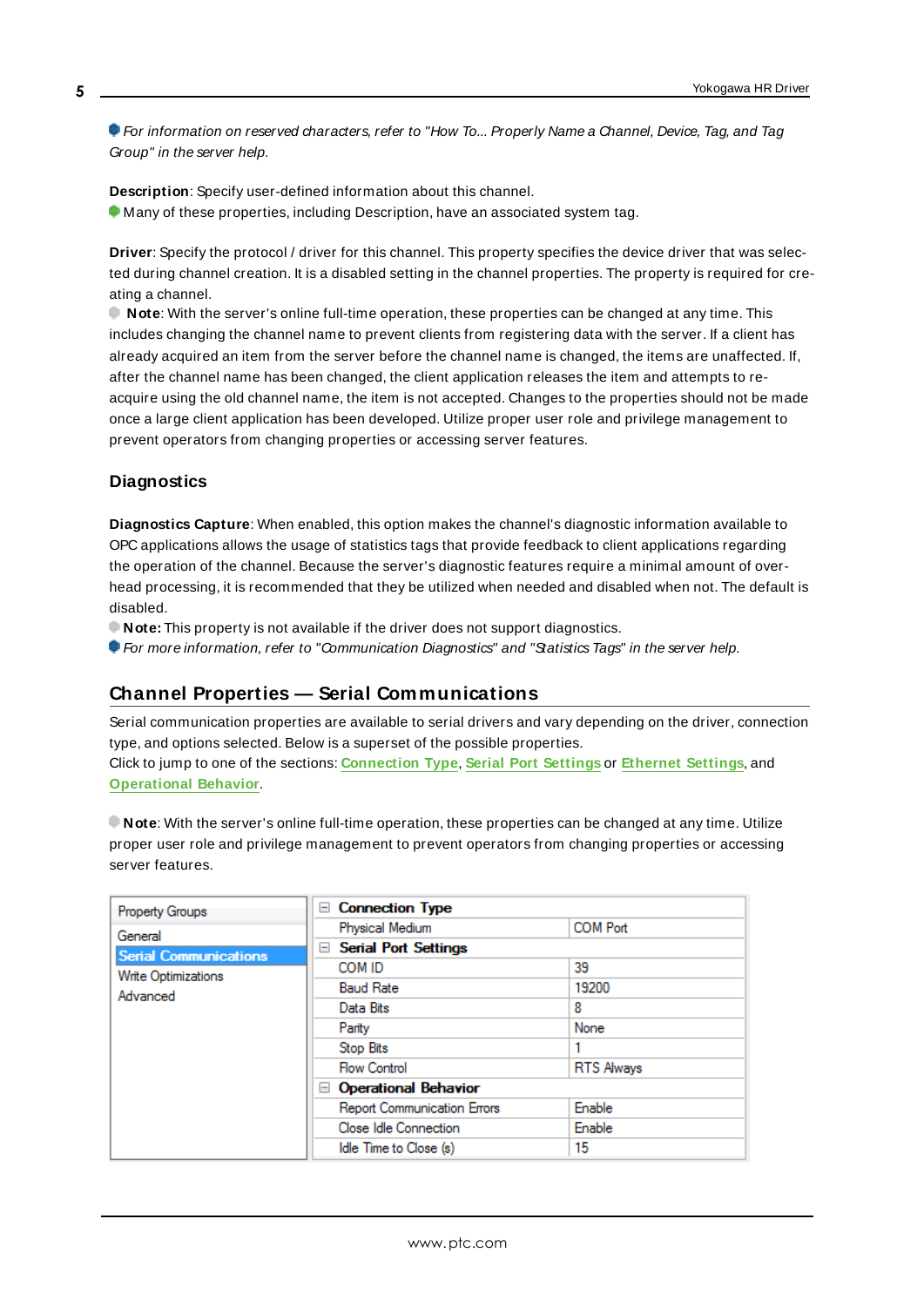*For information on reserved characters, refer to "How To... Properly Name a Channel, Device, Tag, and Tag Group" in the server help.*

**Description**: Specify user-defined information about this channel.
Many of these properties, including Description, have an associated system tag.

**Driver**: Specify the protocol / driver for this channel. This property specifies the device driver that was selected during channel creation. It is a disabled setting in the channel properties. The property is required for creating a channel.
**Note**: With the server's online full-time operation, these properties can be changed at any time. This includes changing the channel name to prevent clients from registering data with the server. If a client has already acquired an item from the server before the channel name is changed, the items are unaffected. If, after the channel name has been changed, the client application releases the item and attempts to re-acquire using the old channel name, the item is not accepted. Changes to the properties should not be made once a large client application has been developed. Utilize proper user role and privilege management to prevent operators from changing properties or accessing server features.

### Diagnostics

**Diagnostics Capture**: When enabled, this option makes the channel's diagnostic information available to OPC applications allows the usage of statistics tags that provide feedback to client applications regarding the operation of the channel. Because the server's diagnostic features require a minimal amount of overhead processing, it is recommended that they be utilized when needed and disabled when not. The default is disabled.
**Note:** This property is not available if the driver does not support diagnostics.
*For more information, refer to "Communication Diagnostics" and "Statistics Tags" in the server help.*

## Channel Properties — Serial Communications

Serial communication properties are available to serial drivers and vary depending on the driver, connection type, and options selected. Below is a superset of the possible properties.
Click to jump to one of the sections: **Connection Type**, **Serial Port Settings** or **Ethernet Settings**, and **Operational Behavior**.

**Note**: With the server's online full-time operation, these properties can be changed at any time. Utilize proper user role and privilege management to prevent operators from changing properties or accessing server features.

| Property Groups | | |
|---|---|---|
| General | **Connection Type** | |
| **Serial Communications** | Physical Medium | COM Port |
| Write Optimizations | **Serial Port Settings** | |
| Advanced | COM ID | 39 |
| | Baud Rate | 19200 |
| | Data Bits | 8 |
| | Parity | None |
| | Stop Bits | 1 |
| | Flow Control | RTS Always |
| | **Operational Behavior** | |
| | Report Communication Errors | Enable |
| | Close Idle Connection | Enable |
| | Idle Time to Close (s) | 15 |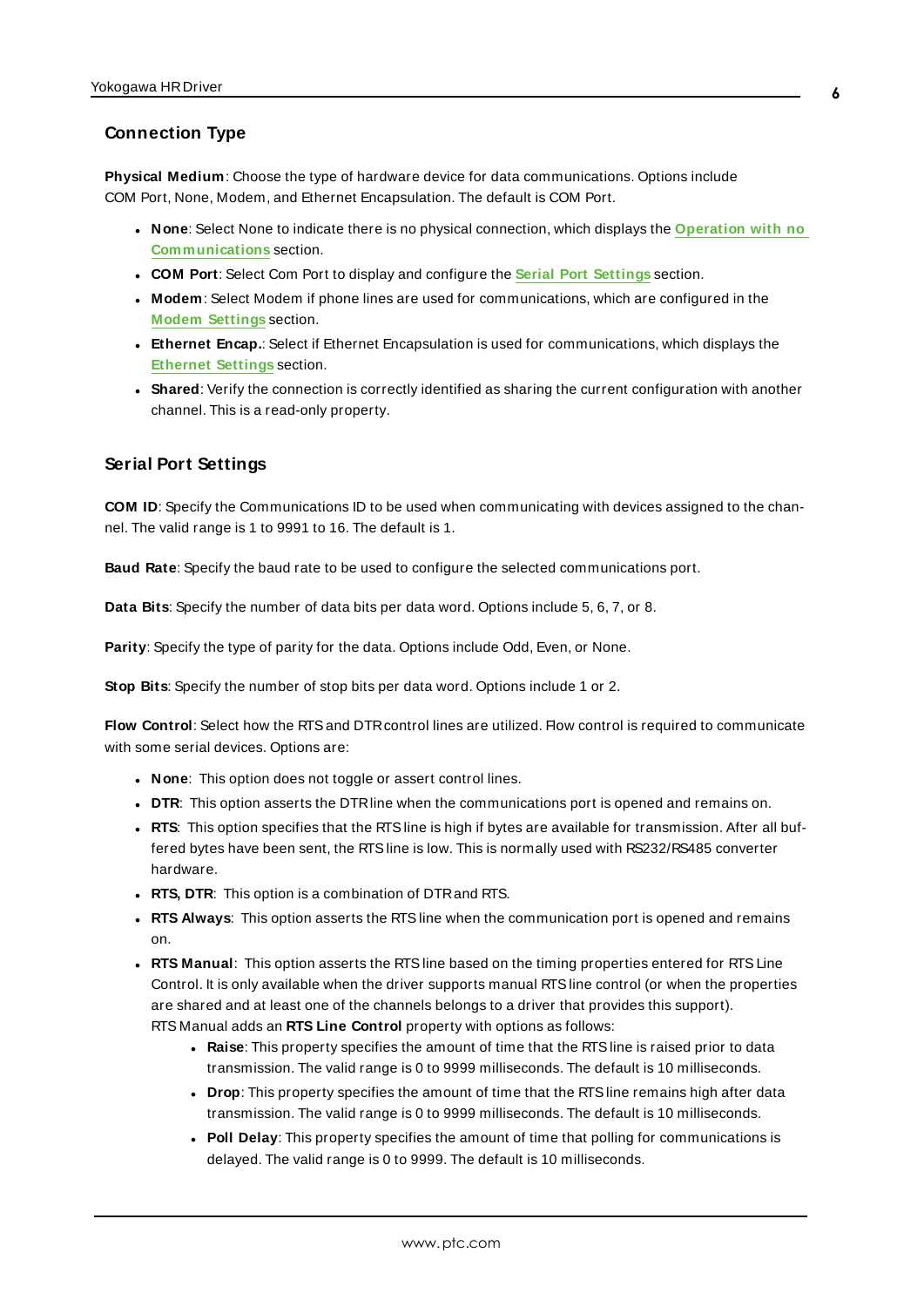## Connection Type

**Physical Medium**: Choose the type of hardware device for data communications. Options include COM Port, None, Modem, and Ethernet Encapsulation. The default is COM Port.

- **None**: Select None to indicate there is no physical connection, which displays the **Operation with no Communications** section.
- **COM Port**: Select Com Port to display and configure the **Serial Port Settings** section.
- **Modem**: Select Modem if phone lines are used for communications, which are configured in the **Modem Settings** section.
- **Ethernet Encap.**: Select if Ethernet Encapsulation is used for communications, which displays the **Ethernet Settings** section.
- **Shared**: Verify the connection is correctly identified as sharing the current configuration with another channel. This is a read-only property.

## Serial Port Settings

**COM ID**: Specify the Communications ID to be used when communicating with devices assigned to the channel. The valid range is 1 to 9991 to 16. The default is 1.

**Baud Rate**: Specify the baud rate to be used to configure the selected communications port.

**Data Bits**: Specify the number of data bits per data word. Options include 5, 6, 7, or 8.

**Parity**: Specify the type of parity for the data. Options include Odd, Even, or None.

**Stop Bits**: Specify the number of stop bits per data word. Options include 1 or 2.

**Flow Control**: Select how the RTS and DTR control lines are utilized. Flow control is required to communicate with some serial devices. Options are:

- **None**: This option does not toggle or assert control lines.
- **DTR**: This option asserts the DTR line when the communications port is opened and remains on.
- **RTS**: This option specifies that the RTS line is high if bytes are available for transmission. After all buffered bytes have been sent, the RTS line is low. This is normally used with RS232/RS485 converter hardware.
- **RTS, DTR**: This option is a combination of DTR and RTS.
- **RTS Always**: This option asserts the RTS line when the communication port is opened and remains on.
- **RTS Manual**: This option asserts the RTS line based on the timing properties entered for RTS Line Control. It is only available when the driver supports manual RTS line control (or when the properties are shared and at least one of the channels belongs to a driver that provides this support). RTS Manual adds an **RTS Line Control** property with options as follows:
    - **Raise**: This property specifies the amount of time that the RTS line is raised prior to data transmission. The valid range is 0 to 9999 milliseconds. The default is 10 milliseconds.
    - **Drop**: This property specifies the amount of time that the RTS line remains high after data transmission. The valid range is 0 to 9999 milliseconds. The default is 10 milliseconds.
    - **Poll Delay**: This property specifies the amount of time that polling for communications is delayed. The valid range is 0 to 9999. The default is 10 milliseconds.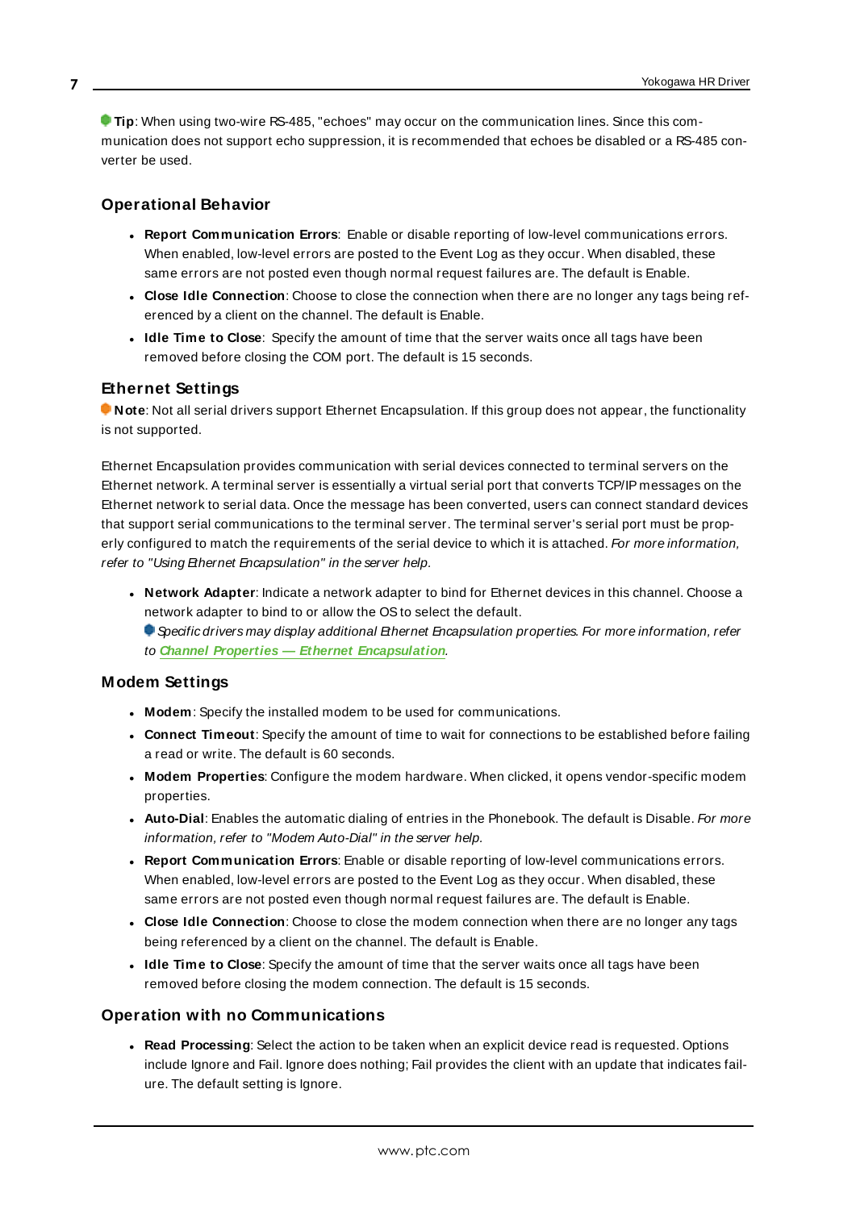**Tip**: When using two-wire RS-485, "echoes" may occur on the communication lines. Since this communication does not support echo suppression, it is recommended that echoes be disabled or a RS-485 converter be used.

### Operational Behavior

- **Report Communication Errors**: Enable or disable reporting of low-level communications errors. When enabled, low-level errors are posted to the Event Log as they occur. When disabled, these same errors are not posted even though normal request failures are. The default is Enable.
- **Close Idle Connection**: Choose to close the connection when there are no longer any tags being referenced by a client on the channel. The default is Enable.
- **Idle Time to Close**: Specify the amount of time that the server waits once all tags have been removed before closing the COM port. The default is 15 seconds.

### Ethernet Settings

**Note**: Not all serial drivers support Ethernet Encapsulation. If this group does not appear, the functionality is not supported.

Ethernet Encapsulation provides communication with serial devices connected to terminal servers on the Ethernet network. A terminal server is essentially a virtual serial port that converts TCP/IP messages on the Ethernet network to serial data. Once the message has been converted, users can connect standard devices that support serial communications to the terminal server. The terminal server's serial port must be properly configured to match the requirements of the serial device to which it is attached. *For more information, refer to "Using Ethernet Encapsulation" in the server help.*

- **Network Adapter**: Indicate a network adapter to bind for Ethernet devices in this channel. Choose a network adapter to bind to or allow the OS to select the default.
  *Specific drivers may display additional Ethernet Encapsulation properties. For more information, refer to* ***Channel Properties — Ethernet Encapsulation****.*

### Modem Settings

- **Modem**: Specify the installed modem to be used for communications.
- **Connect Timeout**: Specify the amount of time to wait for connections to be established before failing a read or write. The default is 60 seconds.
- **Modem Properties**: Configure the modem hardware. When clicked, it opens vendor-specific modem properties.
- **Auto-Dial**: Enables the automatic dialing of entries in the Phonebook. The default is Disable. *For more information, refer to "Modem Auto-Dial" in the server help.*
- **Report Communication Errors**: Enable or disable reporting of low-level communications errors. When enabled, low-level errors are posted to the Event Log as they occur. When disabled, these same errors are not posted even though normal request failures are. The default is Enable.
- **Close Idle Connection**: Choose to close the modem connection when there are no longer any tags being referenced by a client on the channel. The default is Enable.
- **Idle Time to Close**: Specify the amount of time that the server waits once all tags have been removed before closing the modem connection. The default is 15 seconds.

### Operation with no Communications

- **Read Processing**: Select the action to be taken when an explicit device read is requested. Options include Ignore and Fail. Ignore does nothing; Fail provides the client with an update that indicates failure. The default setting is Ignore.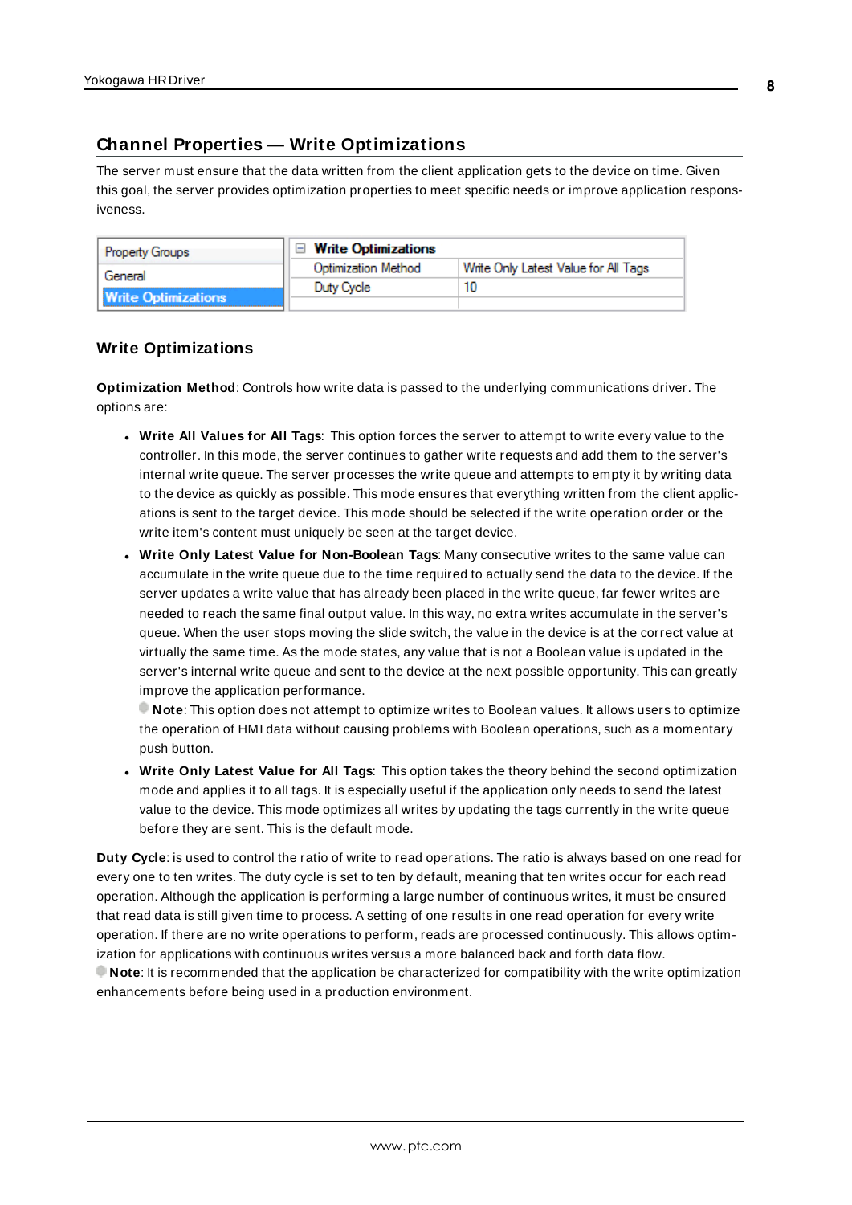## Channel Properties — Write Optimizations

The server must ensure that the data written from the client application gets to the device on time. Given this goal, the server provides optimization properties to meet specific needs or improve application responsiveness.

| Property Groups | Write Optimizations | |
|---|---|---|
| General | Optimization Method | Write Only Latest Value for All Tags |
| Write Optimizations | Duty Cycle | 10 |

### Write Optimizations

**Optimization Method**: Controls how write data is passed to the underlying communications driver. The options are:

- **Write All Values for All Tags**: This option forces the server to attempt to write every value to the controller. In this mode, the server continues to gather write requests and add them to the server's internal write queue. The server processes the write queue and attempts to empty it by writing data to the device as quickly as possible. This mode ensures that everything written from the client applications is sent to the target device. This mode should be selected if the write operation order or the write item's content must uniquely be seen at the target device.
- **Write Only Latest Value for Non-Boolean Tags**: Many consecutive writes to the same value can accumulate in the write queue due to the time required to actually send the data to the device. If the server updates a write value that has already been placed in the write queue, far fewer writes are needed to reach the same final output value. In this way, no extra writes accumulate in the server's queue. When the user stops moving the slide switch, the value in the device is at the correct value at virtually the same time. As the mode states, any value that is not a Boolean value is updated in the server's internal write queue and sent to the device at the next possible opportunity. This can greatly improve the application performance.
  **Note**: This option does not attempt to optimize writes to Boolean values. It allows users to optimize the operation of HMI data without causing problems with Boolean operations, such as a momentary push button.
- **Write Only Latest Value for All Tags**: This option takes the theory behind the second optimization mode and applies it to all tags. It is especially useful if the application only needs to send the latest value to the device. This mode optimizes all writes by updating the tags currently in the write queue before they are sent. This is the default mode.

**Duty Cycle**: is used to control the ratio of write to read operations. The ratio is always based on one read for every one to ten writes. The duty cycle is set to ten by default, meaning that ten writes occur for each read operation. Although the application is performing a large number of continuous writes, it must be ensured that read data is still given time to process. A setting of one results in one read operation for every write operation. If there are no write operations to perform, reads are processed continuously. This allows optimization for applications with continuous writes versus a more balanced back and forth data flow.
**Note**: It is recommended that the application be characterized for compatibility with the write optimization enhancements before being used in a production environment.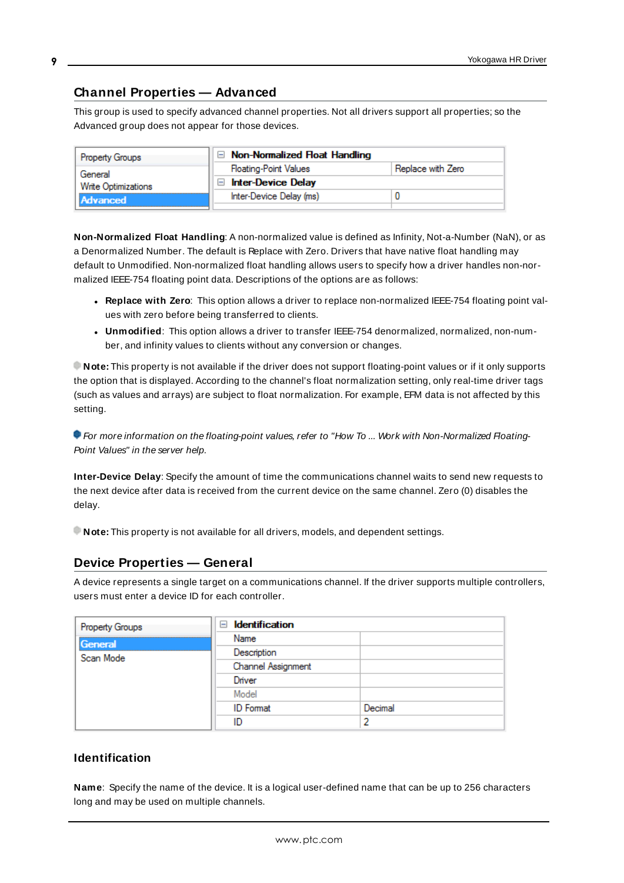## Channel Properties — Advanced

This group is used to specify advanced channel properties. Not all drivers support all properties; so the Advanced group does not appear for those devices.

| Property Groups | Non-Normalized Float Handling | |
|---|---|---|
| General | Floating-Point Values | Replace with Zero |
| Write Optimizations | Inter-Device Delay | |
| Advanced | Inter-Device Delay (ms) | 0 |

**Non-Normalized Float Handling**: A non-normalized value is defined as Infinity, Not-a-Number (NaN), or as a Denormalized Number. The default is Replace with Zero. Drivers that have native float handling may default to Unmodified. Non-normalized float handling allows users to specify how a driver handles non-normalized IEEE-754 floating point data. Descriptions of the options are as follows:

- **Replace with Zero**: This option allows a driver to replace non-normalized IEEE-754 floating point values with zero before being transferred to clients.
- **Unmodified**: This option allows a driver to transfer IEEE-754 denormalized, normalized, non-number, and infinity values to clients without any conversion or changes.

**Note:** This property is not available if the driver does not support floating-point values or if it only supports the option that is displayed. According to the channel's float normalization setting, only real-time driver tags (such as values and arrays) are subject to float normalization. For example, EFM data is not affected by this setting.

*For more information on the floating-point values, refer to "How To ... Work with Non-Normalized Floating-Point Values" in the server help.*

**Inter-Device Delay**: Specify the amount of time the communications channel waits to send new requests to the next device after data is received from the current device on the same channel. Zero (0) disables the delay.

**Note:** This property is not available for all drivers, models, and dependent settings.

## Device Properties — General

A device represents a single target on a communications channel. If the driver supports multiple controllers, users must enter a device ID for each controller.

| Property Groups | Identification | |
|---|---|---|
| General | Name | |
| Scan Mode | Description | |
| | Channel Assignment | |
| | Driver | |
| | Model | |
| | ID Format | Decimal |
| | ID | 2 |

### Identification

**Name**: Specify the name of the device. It is a logical user-defined name that can be up to 256 characters long and may be used on multiple channels.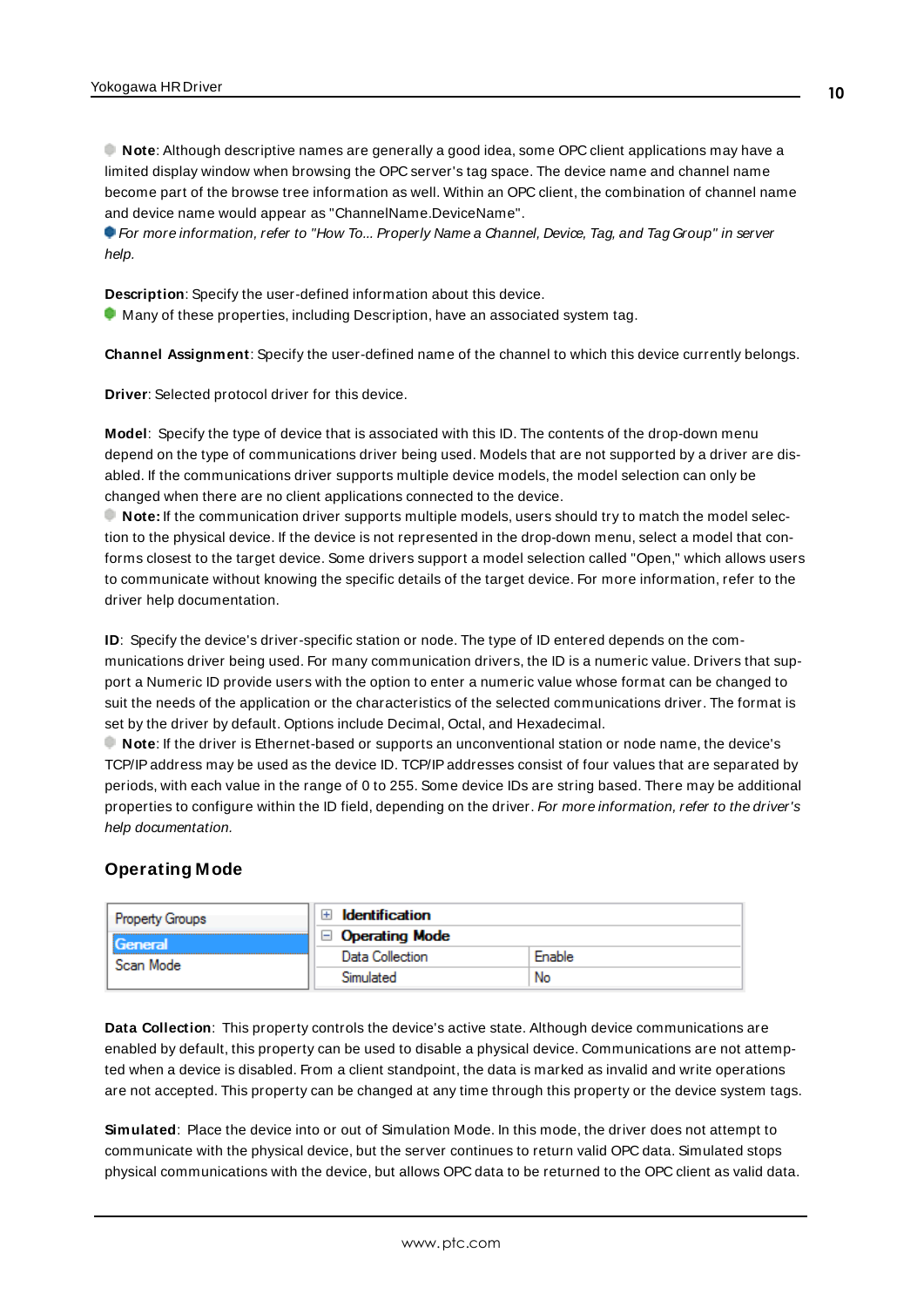**Note**: Although descriptive names are generally a good idea, some OPC client applications may have a limited display window when browsing the OPC server's tag space. The device name and channel name become part of the browse tree information as well. Within an OPC client, the combination of channel name and device name would appear as "ChannelName.DeviceName".

*For more information, refer to "How To... Properly Name a Channel, Device, Tag, and Tag Group" in server help.*

**Description**: Specify the user-defined information about this device.

Many of these properties, including Description, have an associated system tag.

**Channel Assignment**: Specify the user-defined name of the channel to which this device currently belongs.

**Driver**: Selected protocol driver for this device.

**Model**: Specify the type of device that is associated with this ID. The contents of the drop-down menu depend on the type of communications driver being used. Models that are not supported by a driver are disabled. If the communications driver supports multiple device models, the model selection can only be changed when there are no client applications connected to the device.

**Note:** If the communication driver supports multiple models, users should try to match the model selection to the physical device. If the device is not represented in the drop-down menu, select a model that conforms closest to the target device. Some drivers support a model selection called "Open," which allows users to communicate without knowing the specific details of the target device. For more information, refer to the driver help documentation.

**ID**: Specify the device's driver-specific station or node. The type of ID entered depends on the communications driver being used. For many communication drivers, the ID is a numeric value. Drivers that support a Numeric ID provide users with the option to enter a numeric value whose format can be changed to suit the needs of the application or the characteristics of the selected communications driver. The format is set by the driver by default. Options include Decimal, Octal, and Hexadecimal.

**Note**: If the driver is Ethernet-based or supports an unconventional station or node name, the device's TCP/IP address may be used as the device ID. TCP/IP addresses consist of four values that are separated by periods, with each value in the range of 0 to 255. Some device IDs are string based. There may be additional properties to configure within the ID field, depending on the driver. *For more information, refer to the driver's help documentation.*

## Operating Mode

| Property Groups | | |
|---|---|---|
| General | ⊞ **Identification** | |
| Scan Mode | ⊟ **Operating Mode** | |
| | Data Collection | Enable |
| | Simulated | No |

**Data Collection**: This property controls the device's active state. Although device communications are enabled by default, this property can be used to disable a physical device. Communications are not attempted when a device is disabled. From a client standpoint, the data is marked as invalid and write operations are not accepted. This property can be changed at any time through this property or the device system tags.

**Simulated**: Place the device into or out of Simulation Mode. In this mode, the driver does not attempt to communicate with the physical device, but the server continues to return valid OPC data. Simulated stops physical communications with the device, but allows OPC data to be returned to the OPC client as valid data.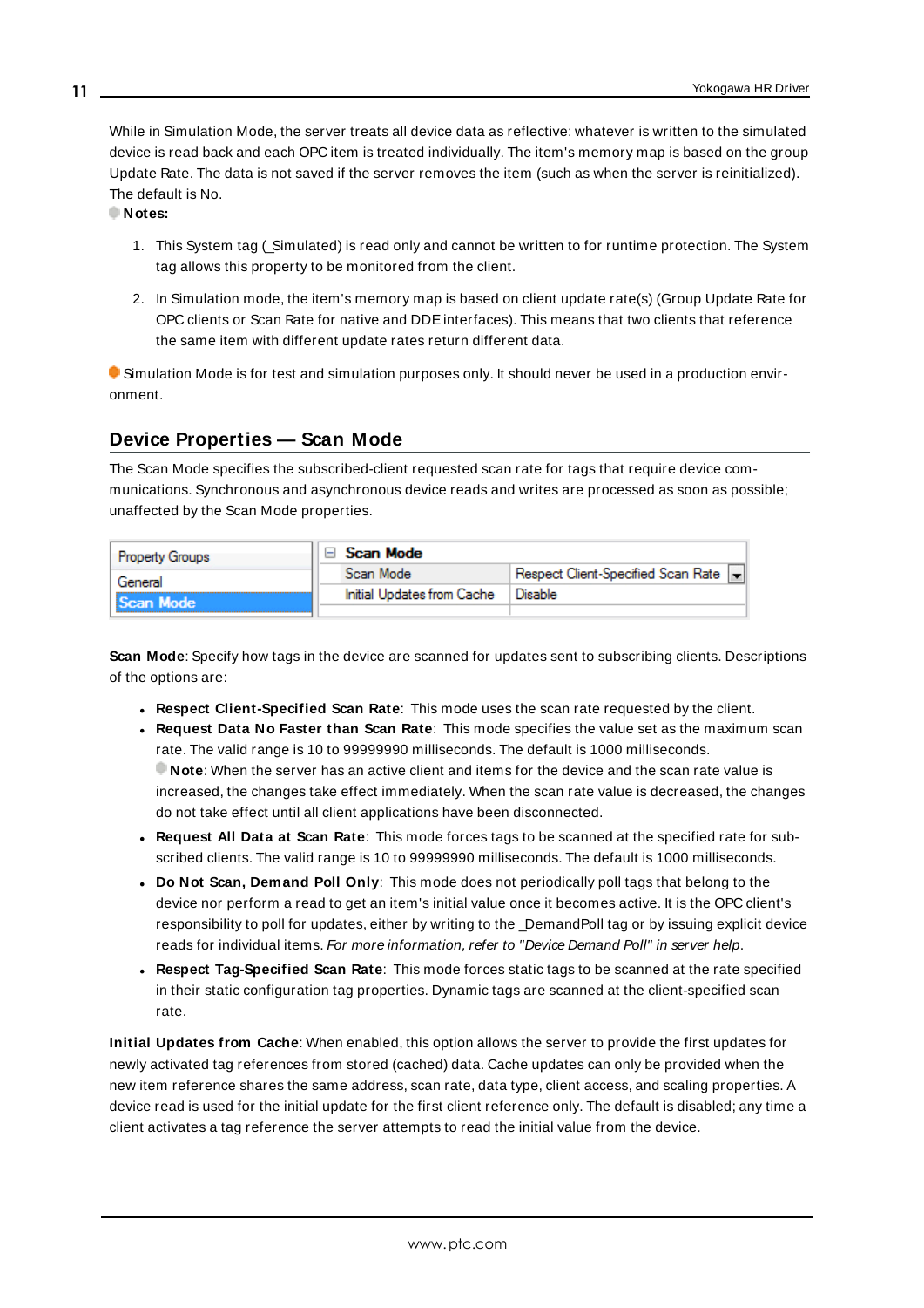While in Simulation Mode, the server treats all device data as reflective: whatever is written to the simulated device is read back and each OPC item is treated individually. The item's memory map is based on the group Update Rate. The data is not saved if the server removes the item (such as when the server is reinitialized). The default is No.

**Notes:**

1. This System tag (_Simulated) is read only and cannot be written to for runtime protection. The System tag allows this property to be monitored from the client.

2. In Simulation mode, the item's memory map is based on client update rate(s) (Group Update Rate for OPC clients or Scan Rate for native and DDE interfaces). This means that two clients that reference the same item with different update rates return different data.

Simulation Mode is for test and simulation purposes only. It should never be used in a production environment.

## Device Properties — Scan Mode

The Scan Mode specifies the subscribed-client requested scan rate for tags that require device communications. Synchronous and asynchronous device reads and writes are processed as soon as possible; unaffected by the Scan Mode properties.

| Property Groups | Scan Mode | |
|---|---|---|
| General | Scan Mode | Respect Client-Specified Scan Rate |
| Scan Mode | Initial Updates from Cache | Disable |

**Scan Mode**: Specify how tags in the device are scanned for updates sent to subscribing clients. Descriptions of the options are:

- **Respect Client-Specified Scan Rate**: This mode uses the scan rate requested by the client.
- **Request Data No Faster than Scan Rate**: This mode specifies the value set as the maximum scan rate. The valid range is 10 to 99999990 milliseconds. The default is 1000 milliseconds.
  **Note**: When the server has an active client and items for the device and the scan rate value is increased, the changes take effect immediately. When the scan rate value is decreased, the changes do not take effect until all client applications have been disconnected.
- **Request All Data at Scan Rate**: This mode forces tags to be scanned at the specified rate for subscribed clients. The valid range is 10 to 99999990 milliseconds. The default is 1000 milliseconds.
- **Do Not Scan, Demand Poll Only**: This mode does not periodically poll tags that belong to the device nor perform a read to get an item's initial value once it becomes active. It is the OPC client's responsibility to poll for updates, either by writing to the _DemandPoll tag or by issuing explicit device reads for individual items. *For more information, refer to "Device Demand Poll" in server help*.
- **Respect Tag-Specified Scan Rate**: This mode forces static tags to be scanned at the rate specified in their static configuration tag properties. Dynamic tags are scanned at the client-specified scan rate.

**Initial Updates from Cache**: When enabled, this option allows the server to provide the first updates for newly activated tag references from stored (cached) data. Cache updates can only be provided when the new item reference shares the same address, scan rate, data type, client access, and scaling properties. A device read is used for the initial update for the first client reference only. The default is disabled; any time a client activates a tag reference the server attempts to read the initial value from the device.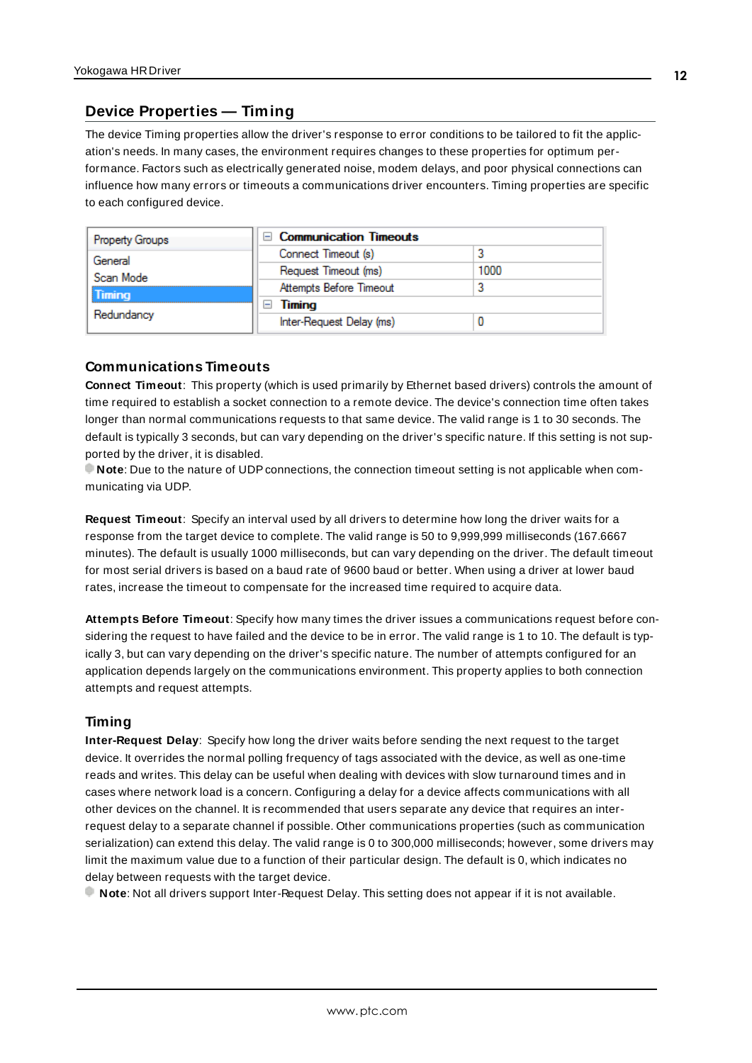## Device Properties — Timing

The device Timing properties allow the driver's response to error conditions to be tailored to fit the application's needs. In many cases, the environment requires changes to these properties for optimum performance. Factors such as electrically generated noise, modem delays, and poor physical connections can influence how many errors or timeouts a communications driver encounters. Timing properties are specific to each configured device.

| Property Groups | | |
|---|---|---|
| General | **Communication Timeouts** | |
| Scan Mode | Connect Timeout (s) | 3 |
| **Timing** | Request Timeout (ms) | 1000 |
| Redundancy | Attempts Before Timeout | 3 |
| | **Timing** | |
| | Inter-Request Delay (ms) | 0 |

### Communications Timeouts

**Connect Timeout**: This property (which is used primarily by Ethernet based drivers) controls the amount of time required to establish a socket connection to a remote device. The device's connection time often takes longer than normal communications requests to that same device. The valid range is 1 to 30 seconds. The default is typically 3 seconds, but can vary depending on the driver's specific nature. If this setting is not supported by the driver, it is disabled.

**Note**: Due to the nature of UDP connections, the connection timeout setting is not applicable when communicating via UDP.

**Request Timeout**: Specify an interval used by all drivers to determine how long the driver waits for a response from the target device to complete. The valid range is 50 to 9,999,999 milliseconds (167.6667 minutes). The default is usually 1000 milliseconds, but can vary depending on the driver. The default timeout for most serial drivers is based on a baud rate of 9600 baud or better. When using a driver at lower baud rates, increase the timeout to compensate for the increased time required to acquire data.

**Attempts Before Timeout**: Specify how many times the driver issues a communications request before considering the request to have failed and the device to be in error. The valid range is 1 to 10. The default is typically 3, but can vary depending on the driver's specific nature. The number of attempts configured for an application depends largely on the communications environment. This property applies to both connection attempts and request attempts.

### Timing

**Inter-Request Delay**: Specify how long the driver waits before sending the next request to the target device. It overrides the normal polling frequency of tags associated with the device, as well as one-time reads and writes. This delay can be useful when dealing with devices with slow turnaround times and in cases where network load is a concern. Configuring a delay for a device affects communications with all other devices on the channel. It is recommended that users separate any device that requires an inter-request delay to a separate channel if possible. Other communications properties (such as communication serialization) can extend this delay. The valid range is 0 to 300,000 milliseconds; however, some drivers may limit the maximum value due to a function of their particular design. The default is 0, which indicates no delay between requests with the target device.

**Note**: Not all drivers support Inter-Request Delay. This setting does not appear if it is not available.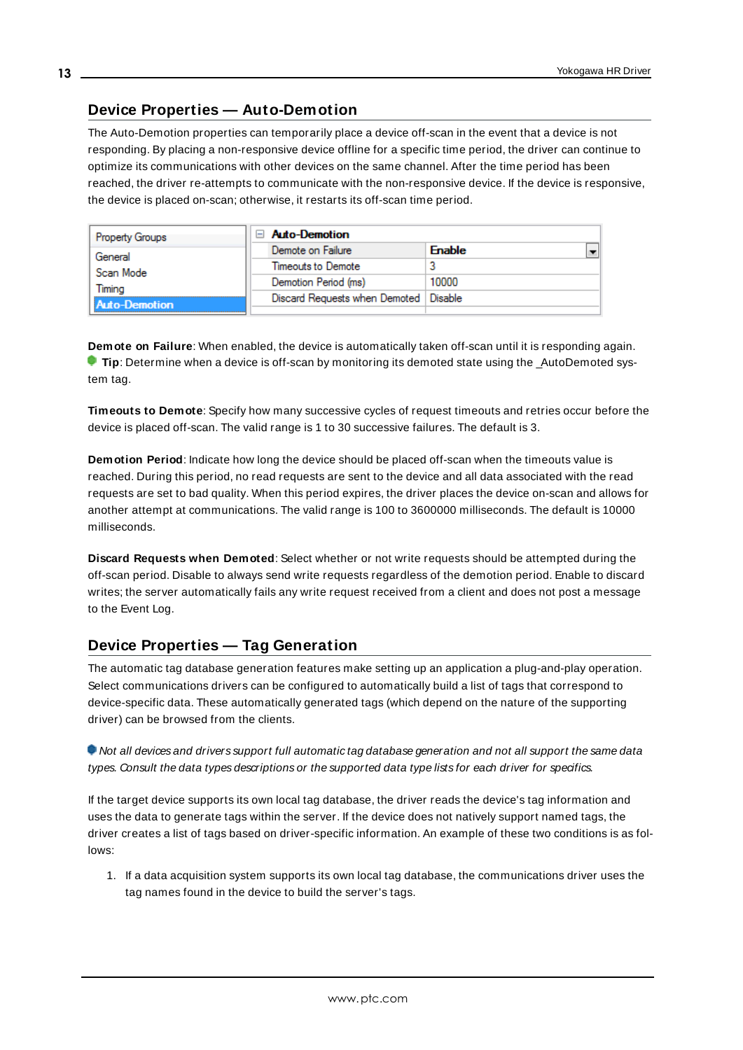## Device Properties — Auto-Demotion

The Auto-Demotion properties can temporarily place a device off-scan in the event that a device is not responding. By placing a non-responsive device offline for a specific time period, the driver can continue to optimize its communications with other devices on the same channel. After the time period has been reached, the driver re-attempts to communicate with the non-responsive device. If the device is responsive, the device is placed on-scan; otherwise, it restarts its off-scan time period.

| Property Groups | Auto-Demotion | |
|---|---|---|
| General | Demote on Failure | Enable |
| Scan Mode | Timeouts to Demote | 3 |
| Timing | Demotion Period (ms) | 10000 |
| Auto-Demotion | Discard Requests when Demoted | Disable |

**Demote on Failure**: When enabled, the device is automatically taken off-scan until it is responding again.
**Tip**: Determine when a device is off-scan by monitoring its demoted state using the _AutoDemoted system tag.

**Timeouts to Demote**: Specify how many successive cycles of request timeouts and retries occur before the device is placed off-scan. The valid range is 1 to 30 successive failures. The default is 3.

**Demotion Period**: Indicate how long the device should be placed off-scan when the timeouts value is reached. During this period, no read requests are sent to the device and all data associated with the read requests are set to bad quality. When this period expires, the driver places the device on-scan and allows for another attempt at communications. The valid range is 100 to 3600000 milliseconds. The default is 10000 milliseconds.

**Discard Requests when Demoted**: Select whether or not write requests should be attempted during the off-scan period. Disable to always send write requests regardless of the demotion period. Enable to discard writes; the server automatically fails any write request received from a client and does not post a message to the Event Log.

## Device Properties — Tag Generation

The automatic tag database generation features make setting up an application a plug-and-play operation. Select communications drivers can be configured to automatically build a list of tags that correspond to device-specific data. These automatically generated tags (which depend on the nature of the supporting driver) can be browsed from the clients.

*Not all devices and drivers support full automatic tag database generation and not all support the same data types. Consult the data types descriptions or the supported data type lists for each driver for specifics.*

If the target device supports its own local tag database, the driver reads the device's tag information and uses the data to generate tags within the server. If the device does not natively support named tags, the driver creates a list of tags based on driver-specific information. An example of these two conditions is as follows:

1. If a data acquisition system supports its own local tag database, the communications driver uses the tag names found in the device to build the server's tags.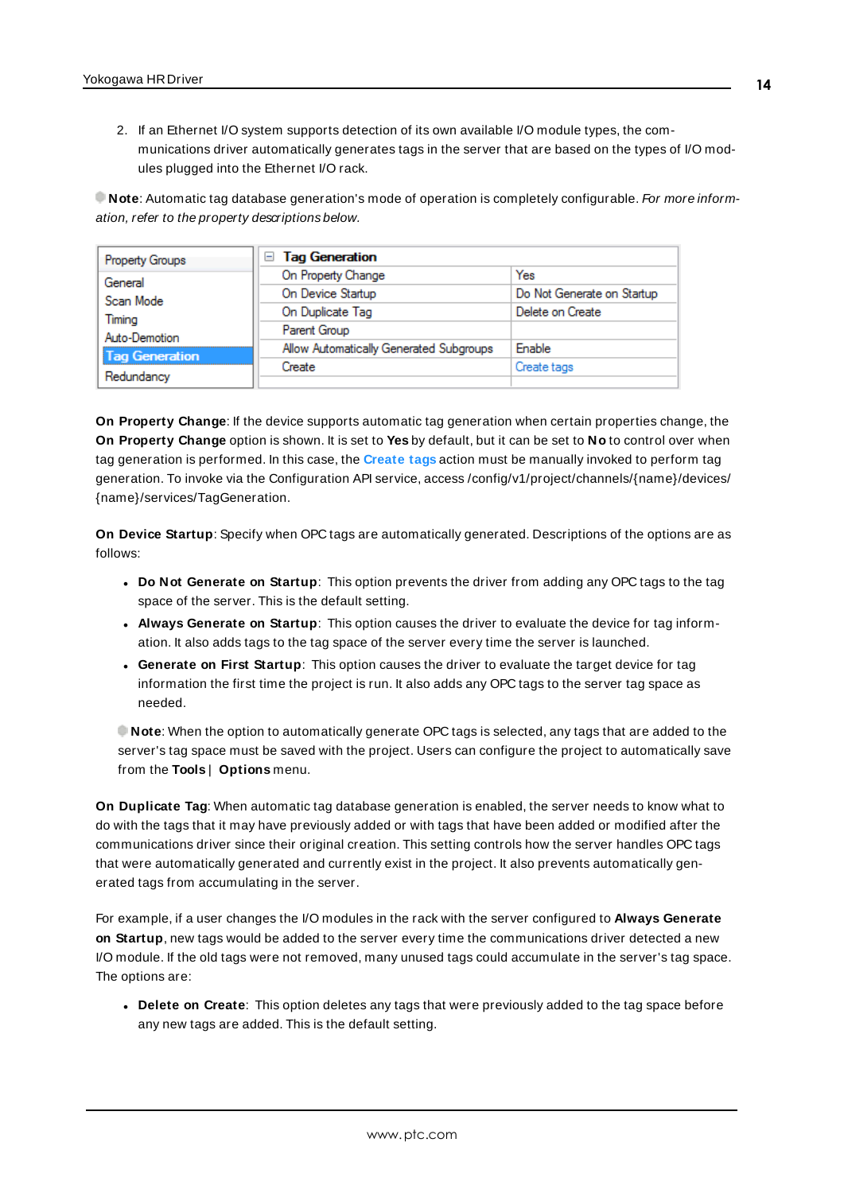2. If an Ethernet I/O system supports detection of its own available I/O module types, the communications driver automatically generates tags in the server that are based on the types of I/O modules plugged into the Ethernet I/O rack.

**Note**: Automatic tag database generation's mode of operation is completely configurable. *For more information, refer to the property descriptions below.*

| Property Groups | Tag Generation | |
|---|---|---|
| General | On Property Change | Yes |
| Scan Mode | On Device Startup | Do Not Generate on Startup |
| Timing | On Duplicate Tag | Delete on Create |
| Auto-Demotion | Parent Group | |
| **Tag Generation** | Allow Automatically Generated Subgroups | Enable |
| Redundancy | Create | Create tags |

**On Property Change**: If the device supports automatic tag generation when certain properties change, the **On Property Change** option is shown. It is set to **Yes** by default, but it can be set to **No** to control over when tag generation is performed. In this case, the **Create tags** action must be manually invoked to perform tag generation. To invoke via the Configuration API service, access /config/v1/project/channels/{name}/devices/{name}/services/TagGeneration.

**On Device Startup**: Specify when OPC tags are automatically generated. Descriptions of the options are as follows:

- **Do Not Generate on Startup**: This option prevents the driver from adding any OPC tags to the tag space of the server. This is the default setting.
- **Always Generate on Startup**: This option causes the driver to evaluate the device for tag information. It also adds tags to the tag space of the server every time the server is launched.
- **Generate on First Startup**: This option causes the driver to evaluate the target device for tag information the first time the project is run. It also adds any OPC tags to the server tag space as needed.

**Note**: When the option to automatically generate OPC tags is selected, any tags that are added to the server's tag space must be saved with the project. Users can configure the project to automatically save from the **Tools** | **Options** menu.

**On Duplicate Tag**: When automatic tag database generation is enabled, the server needs to know what to do with the tags that it may have previously added or with tags that have been added or modified after the communications driver since their original creation. This setting controls how the server handles OPC tags that were automatically generated and currently exist in the project. It also prevents automatically generated tags from accumulating in the server.

For example, if a user changes the I/O modules in the rack with the server configured to **Always Generate on Startup**, new tags would be added to the server every time the communications driver detected a new I/O module. If the old tags were not removed, many unused tags could accumulate in the server's tag space. The options are:

- **Delete on Create**: This option deletes any tags that were previously added to the tag space before any new tags are added. This is the default setting.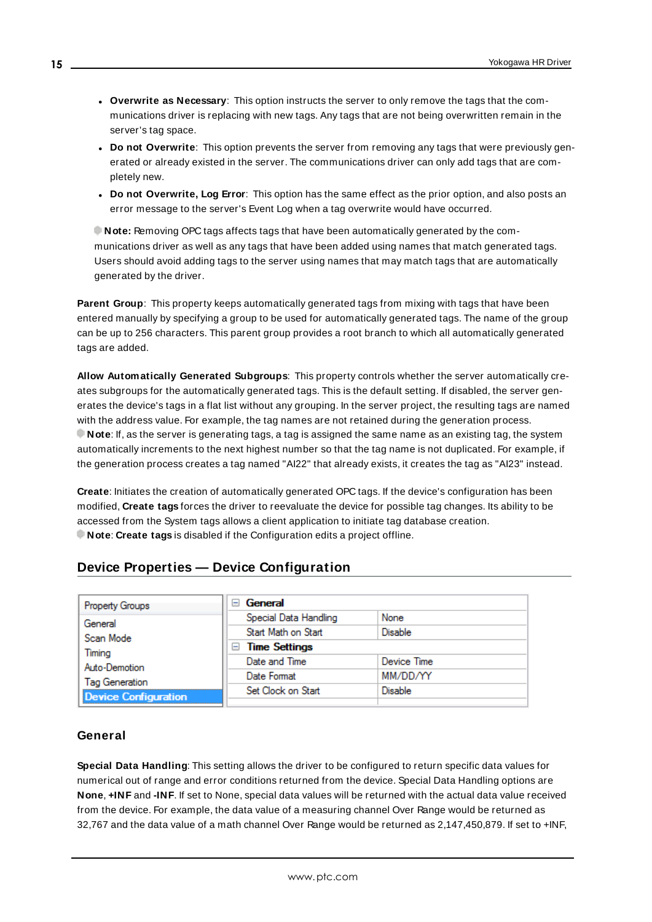- **Overwrite as Necessary**: This option instructs the server to only remove the tags that the communications driver is replacing with new tags. Any tags that are not being overwritten remain in the server's tag space.
- **Do not Overwrite**: This option prevents the server from removing any tags that were previously generated or already existed in the server. The communications driver can only add tags that are completely new.
- **Do not Overwrite, Log Error**: This option has the same effect as the prior option, and also posts an error message to the server's Event Log when a tag overwrite would have occurred.

**Note:** Removing OPC tags affects tags that have been automatically generated by the communications driver as well as any tags that have been added using names that match generated tags. Users should avoid adding tags to the server using names that may match tags that are automatically generated by the driver.

**Parent Group**: This property keeps automatically generated tags from mixing with tags that have been entered manually by specifying a group to be used for automatically generated tags. The name of the group can be up to 256 characters. This parent group provides a root branch to which all automatically generated tags are added.

**Allow Automatically Generated Subgroups**: This property controls whether the server automatically creates subgroups for the automatically generated tags. This is the default setting. If disabled, the server generates the device's tags in a flat list without any grouping. In the server project, the resulting tags are named with the address value. For example, the tag names are not retained during the generation process.
**Note**: If, as the server is generating tags, a tag is assigned the same name as an existing tag, the system automatically increments to the next highest number so that the tag name is not duplicated. For example, if the generation process creates a tag named "AI22" that already exists, it creates the tag as "AI23" instead.

**Create**: Initiates the creation of automatically generated OPC tags. If the device's configuration has been modified, **Create tags** forces the driver to reevaluate the device for possible tag changes. Its ability to be accessed from the System tags allows a client application to initiate tag database creation.
**Note**: **Create tags** is disabled if the Configuration edits a project offline.

## Device Properties — Device Configuration

| Property Groups | General | |
|---|---|---|
| General | Special Data Handling | None |
| Scan Mode | Start Math on Start | Disable |
| Timing | **Time Settings** | |
| Auto-Demotion | Date and Time | Device Time |
| Tag Generation | Date Format | MM/DD/YY |
| **Device Configuration** | Set Clock on Start | Disable |

### General

**Special Data Handling**: This setting allows the driver to be configured to return specific data values for numerical out of range and error conditions returned from the device. Special Data Handling options are **None**, **+INF** and **-INF**. If set to None, special data values will be returned with the actual data value received from the device. For example, the data value of a measuring channel Over Range would be returned as 32,767 and the data value of a math channel Over Range would be returned as 2,147,450,879. If set to +INF,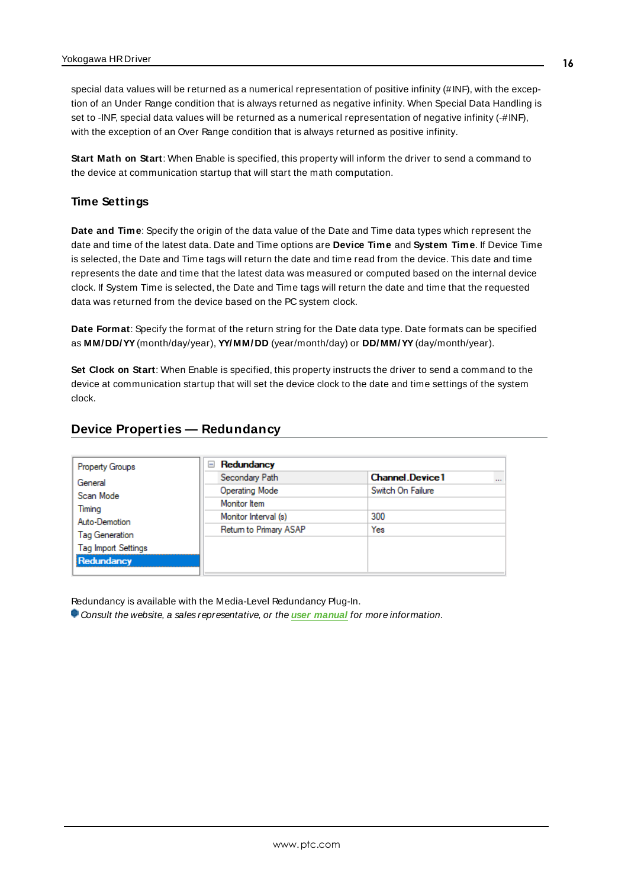special data values will be returned as a numerical representation of positive infinity (#INF), with the exception of an Under Range condition that is always returned as negative infinity. When Special Data Handling is set to -INF, special data values will be returned as a numerical representation of negative infinity (-#INF), with the exception of an Over Range condition that is always returned as positive infinity.

**Start Math on Start**: When Enable is specified, this property will inform the driver to send a command to the device at communication startup that will start the math computation.

### Time Settings

**Date and Time**: Specify the origin of the data value of the Date and Time data types which represent the date and time of the latest data. Date and Time options are **Device Time** and **System Time**. If Device Time is selected, the Date and Time tags will return the date and time read from the device. This date and time represents the date and time that the latest data was measured or computed based on the internal device clock. If System Time is selected, the Date and Time tags will return the date and time that the requested data was returned from the device based on the PC system clock.

**Date Format**: Specify the format of the return string for the Date data type. Date formats can be specified as **MM/DD/YY** (month/day/year), **YY/MM/DD** (year/month/day) or **DD/MM/YY** (day/month/year).

**Set Clock on Start**: When Enable is specified, this property instructs the driver to send a command to the device at communication startup that will set the device clock to the date and time settings of the system clock.

## Device Properties — Redundancy

| Property Groups | Redundancy | |
|---|---|---|
| General | Secondary Path | Channel.Device1 |
| Scan Mode | Operating Mode | Switch On Failure |
| Timing | Monitor Item | |
| Auto-Demotion | Monitor Interval (s) | 300 |
| Tag Generation | Return to Primary ASAP | Yes |
| Tag Import Settings | | |
| **Redundancy** | | |

Redundancy is available with the Media-Level Redundancy Plug-In.

*Consult the website, a sales representative, or the* ***user manual*** *for more information.*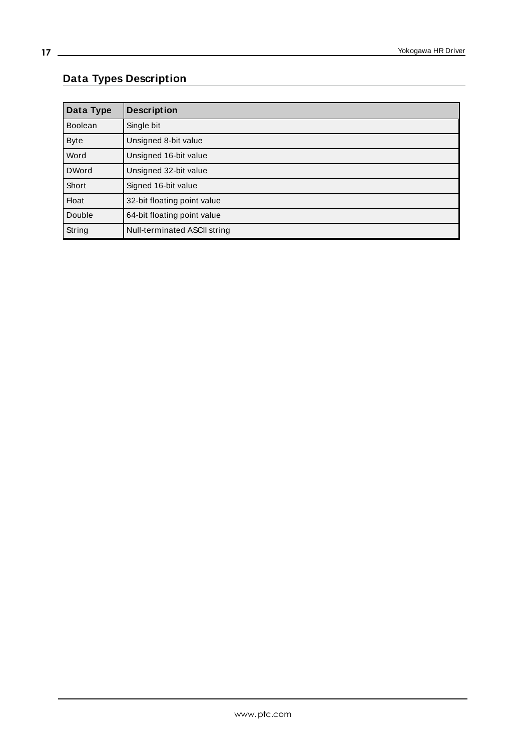# Data Types Description

| Data Type | Description |
|---|---|
| Boolean | Single bit |
| Byte | Unsigned 8-bit value |
| Word | Unsigned 16-bit value |
| DWord | Unsigned 32-bit value |
| Short | Signed 16-bit value |
| Float | 32-bit floating point value |
| Double | 64-bit floating point value |
| String | Null-terminated ASCII string |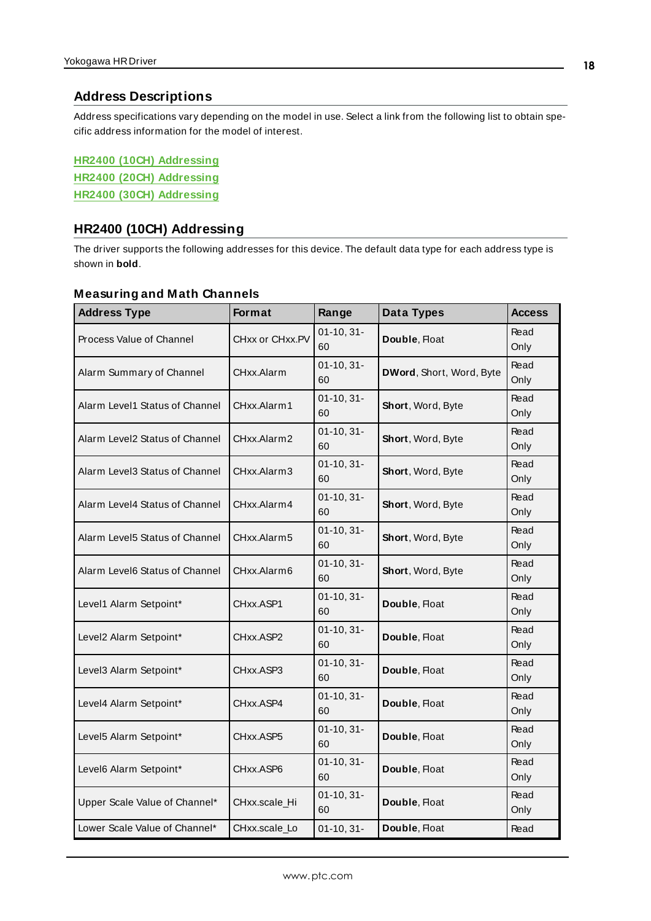## Address Descriptions

Address specifications vary depending on the model in use. Select a link from the following list to obtain specific address information for the model of interest.

**HR2400 (10CH) Addressing**
**HR2400 (20CH) Addressing**
**HR2400 (30CH) Addressing**

## HR2400 (10CH) Addressing

The driver supports the following addresses for this device. The default data type for each address type is shown in **bold**.

### Measuring and Math Channels

| Address Type | Format | Range | Data Types | Access |
|---|---|---|---|---|
| Process Value of Channel | CHxx or CHxx.PV | 01-10, 31-60 | **Double**, Float | Read Only |
| Alarm Summary of Channel | CHxx.Alarm | 01-10, 31-60 | **DWord**, Short, Word, Byte | Read Only |
| Alarm Level1 Status of Channel | CHxx.Alarm1 | 01-10, 31-60 | **Short**, Word, Byte | Read Only |
| Alarm Level2 Status of Channel | CHxx.Alarm2 | 01-10, 31-60 | **Short**, Word, Byte | Read Only |
| Alarm Level3 Status of Channel | CHxx.Alarm3 | 01-10, 31-60 | **Short**, Word, Byte | Read Only |
| Alarm Level4 Status of Channel | CHxx.Alarm4 | 01-10, 31-60 | **Short**, Word, Byte | Read Only |
| Alarm Level5 Status of Channel | CHxx.Alarm5 | 01-10, 31-60 | **Short**, Word, Byte | Read Only |
| Alarm Level6 Status of Channel | CHxx.Alarm6 | 01-10, 31-60 | **Short**, Word, Byte | Read Only |
| Level1 Alarm Setpoint* | CHxx.ASP1 | 01-10, 31-60 | **Double**, Float | Read Only |
| Level2 Alarm Setpoint* | CHxx.ASP2 | 01-10, 31-60 | **Double**, Float | Read Only |
| Level3 Alarm Setpoint* | CHxx.ASP3 | 01-10, 31-60 | **Double**, Float | Read Only |
| Level4 Alarm Setpoint* | CHxx.ASP4 | 01-10, 31-60 | **Double**, Float | Read Only |
| Level5 Alarm Setpoint* | CHxx.ASP5 | 01-10, 31-60 | **Double**, Float | Read Only |
| Level6 Alarm Setpoint* | CHxx.ASP6 | 01-10, 31-60 | **Double**, Float | Read Only |
| Upper Scale Value of Channel* | CHxx.scale_Hi | 01-10, 31-60 | **Double**, Float | Read Only |
| Lower Scale Value of Channel* | CHxx.scale_Lo | 01-10, 31- | **Double**, Float | Read |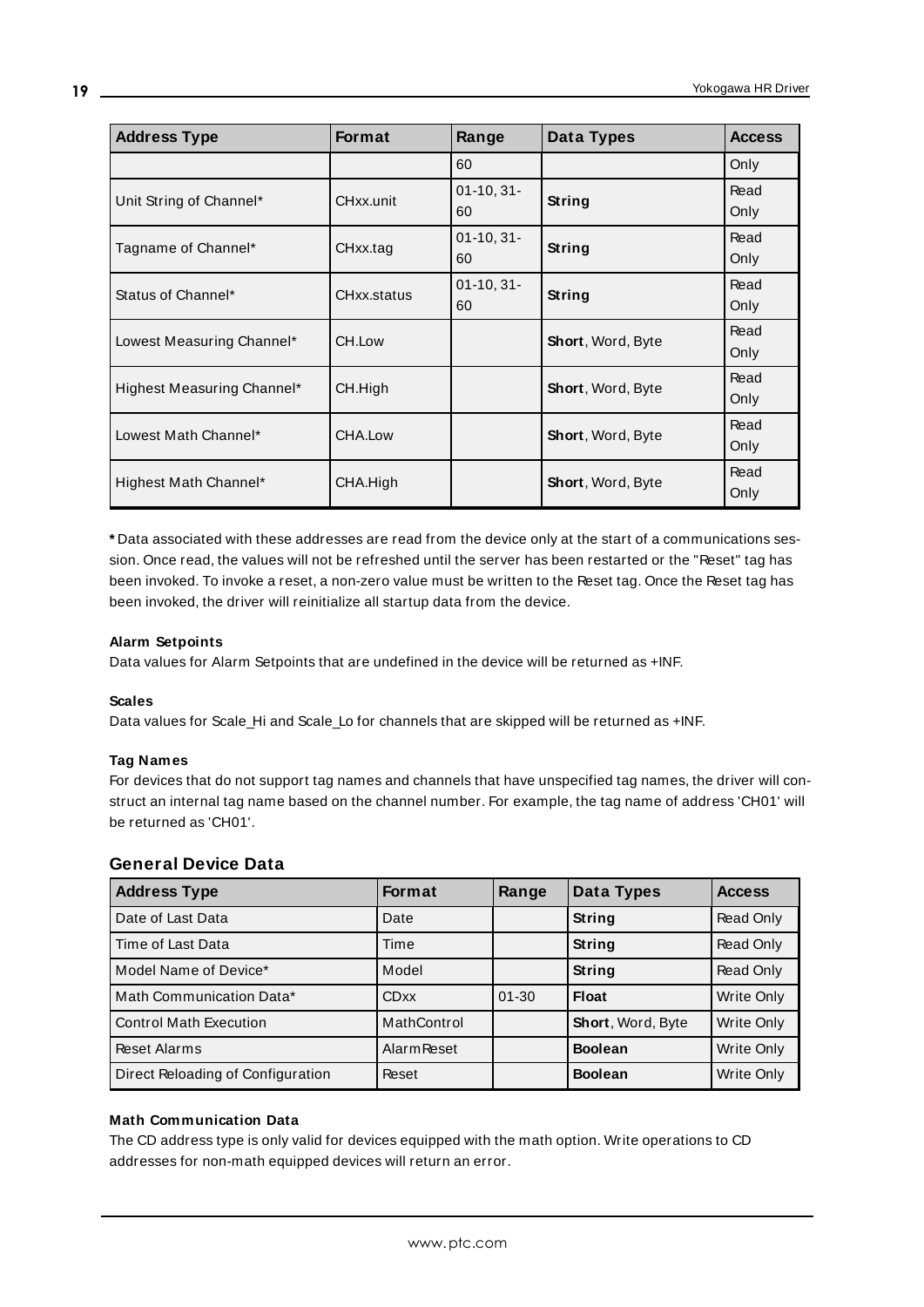| Address Type | Format | Range | Data Types | Access |
|---|---|---|---|---|
| | | 60 | | Only |
| Unit String of Channel* | CHxx.unit | 01-10, 31-60 | **String** | Read Only |
| Tagname of Channel* | CHxx.tag | 01-10, 31-60 | **String** | Read Only |
| Status of Channel* | CHxx.status | 01-10, 31-60 | **String** | Read Only |
| Lowest Measuring Channel* | CH.Low | | **Short**, Word, Byte | Read Only |
| Highest Measuring Channel* | CH.High | | **Short**, Word, Byte | Read Only |
| Lowest Math Channel* | CHA.Low | | **Short**, Word, Byte | Read Only |
| Highest Math Channel* | CHA.High | | **Short**, Word, Byte | Read Only |

**\*** Data associated with these addresses are read from the device only at the start of a communications session. Once read, the values will not be refreshed until the server has been restarted or the "Reset" tag has been invoked. To invoke a reset, a non-zero value must be written to the Reset tag. Once the Reset tag has been invoked, the driver will reinitialize all startup data from the device.

**Alarm Setpoints**

Data values for Alarm Setpoints that are undefined in the device will be returned as +INF.

**Scales**

Data values for Scale_Hi and Scale_Lo for channels that are skipped will be returned as +INF.

**Tag Names**

For devices that do not support tag names and channels that have unspecified tag names, the driver will construct an internal tag name based on the channel number. For example, the tag name of address 'CH01' will be returned as 'CH01'.

## General Device Data

| Address Type | Format | Range | Data Types | Access |
|---|---|---|---|---|
| Date of Last Data | Date | | **String** | Read Only |
| Time of Last Data | Time | | **String** | Read Only |
| Model Name of Device* | Model | | **String** | Read Only |
| Math Communication Data* | CDxx | 01-30 | **Float** | Write Only |
| Control Math Execution | MathControl | | **Short**, Word, Byte | Write Only |
| Reset Alarms | AlarmReset | | **Boolean** | Write Only |
| Direct Reloading of Configuration | Reset | | **Boolean** | Write Only |

**Math Communication Data**

The CD address type is only valid for devices equipped with the math option. Write operations to CD addresses for non-math equipped devices will return an error.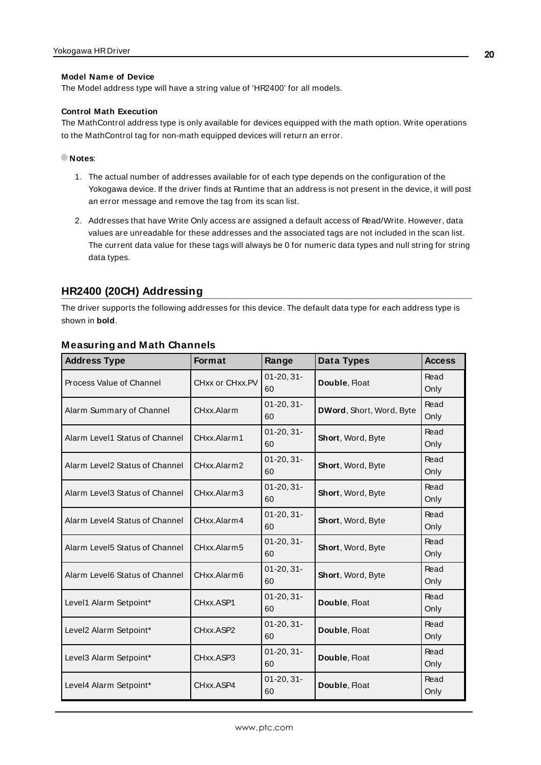**Model Name of Device**

The Model address type will have a string value of 'HR2400' for all models.

**Control Math Execution**

The MathControl address type is only available for devices equipped with the math option. Write operations to the MathControl tag for non-math equipped devices will return an error.

**Notes**:

1. The actual number of addresses available for of each type depends on the configuration of the Yokogawa device. If the driver finds at Runtime that an address is not present in the device, it will post an error message and remove the tag from its scan list.
2. Addresses that have Write Only access are assigned a default access of Read/Write. However, data values are unreadable for these addresses and the associated tags are not included in the scan list. The current data value for these tags will always be 0 for numeric data types and null string for string data types.

## HR2400 (20CH) Addressing

The driver supports the following addresses for this device. The default data type for each address type is shown in **bold**.

### Measuring and Math Channels

| Address Type | Format | Range | Data Types | Access |
|---|---|---|---|---|
| Process Value of Channel | CHxx or CHxx.PV | 01-20, 31-60 | **Double**, Float | Read Only |
| Alarm Summary of Channel | CHxx.Alarm | 01-20, 31-60 | **DWord**, Short, Word, Byte | Read Only |
| Alarm Level1 Status of Channel | CHxx.Alarm1 | 01-20, 31-60 | **Short**, Word, Byte | Read Only |
| Alarm Level2 Status of Channel | CHxx.Alarm2 | 01-20, 31-60 | **Short**, Word, Byte | Read Only |
| Alarm Level3 Status of Channel | CHxx.Alarm3 | 01-20, 31-60 | **Short**, Word, Byte | Read Only |
| Alarm Level4 Status of Channel | CHxx.Alarm4 | 01-20, 31-60 | **Short**, Word, Byte | Read Only |
| Alarm Level5 Status of Channel | CHxx.Alarm5 | 01-20, 31-60 | **Short**, Word, Byte | Read Only |
| Alarm Level6 Status of Channel | CHxx.Alarm6 | 01-20, 31-60 | **Short**, Word, Byte | Read Only |
| Level1 Alarm Setpoint* | CHxx.ASP1 | 01-20, 31-60 | **Double**, Float | Read Only |
| Level2 Alarm Setpoint* | CHxx.ASP2 | 01-20, 31-60 | **Double**, Float | Read Only |
| Level3 Alarm Setpoint* | CHxx.ASP3 | 01-20, 31-60 | **Double**, Float | Read Only |
| Level4 Alarm Setpoint* | CHxx.ASP4 | 01-20, 31-60 | **Double**, Float | Read Only |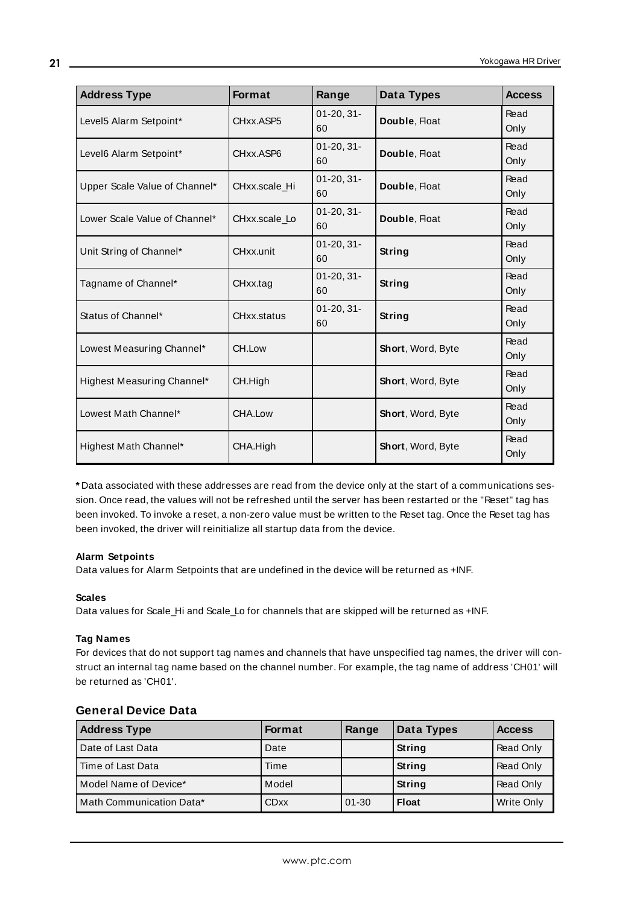| Address Type | Format | Range | Data Types | Access |
|---|---|---|---|---|
| Level5 Alarm Setpoint* | CHxx.ASP5 | 01-20, 31-60 | **Double**, Float | Read Only |
| Level6 Alarm Setpoint* | CHxx.ASP6 | 01-20, 31-60 | **Double**, Float | Read Only |
| Upper Scale Value of Channel* | CHxx.scale_Hi | 01-20, 31-60 | **Double**, Float | Read Only |
| Lower Scale Value of Channel* | CHxx.scale_Lo | 01-20, 31-60 | **Double**, Float | Read Only |
| Unit String of Channel* | CHxx.unit | 01-20, 31-60 | **String** | Read Only |
| Tagname of Channel* | CHxx.tag | 01-20, 31-60 | **String** | Read Only |
| Status of Channel* | CHxx.status | 01-20, 31-60 | **String** | Read Only |
| Lowest Measuring Channel* | CH.Low | | **Short**, Word, Byte | Read Only |
| Highest Measuring Channel* | CH.High | | **Short**, Word, Byte | Read Only |
| Lowest Math Channel* | CHA.Low | | **Short**, Word, Byte | Read Only |
| Highest Math Channel* | CHA.High | | **Short**, Word, Byte | Read Only |

**\*** Data associated with these addresses are read from the device only at the start of a communications session. Once read, the values will not be refreshed until the server has been restarted or the "Reset" tag has been invoked. To invoke a reset, a non-zero value must be written to the Reset tag. Once the Reset tag has been invoked, the driver will reinitialize all startup data from the device.

**Alarm Setpoints**
Data values for Alarm Setpoints that are undefined in the device will be returned as +INF.

**Scales**
Data values for Scale_Hi and Scale_Lo for channels that are skipped will be returned as +INF.

**Tag Names**
For devices that do not support tag names and channels that have unspecified tag names, the driver will construct an internal tag name based on the channel number. For example, the tag name of address 'CH01' will be returned as 'CH01'.

### General Device Data

| Address Type | Format | Range | Data Types | Access |
|---|---|---|---|---|
| Date of Last Data | Date | | **String** | Read Only |
| Time of Last Data | Time | | **String** | Read Only |
| Model Name of Device* | Model | | **String** | Read Only |
| Math Communication Data* | CDxx | 01-30 | **Float** | Write Only |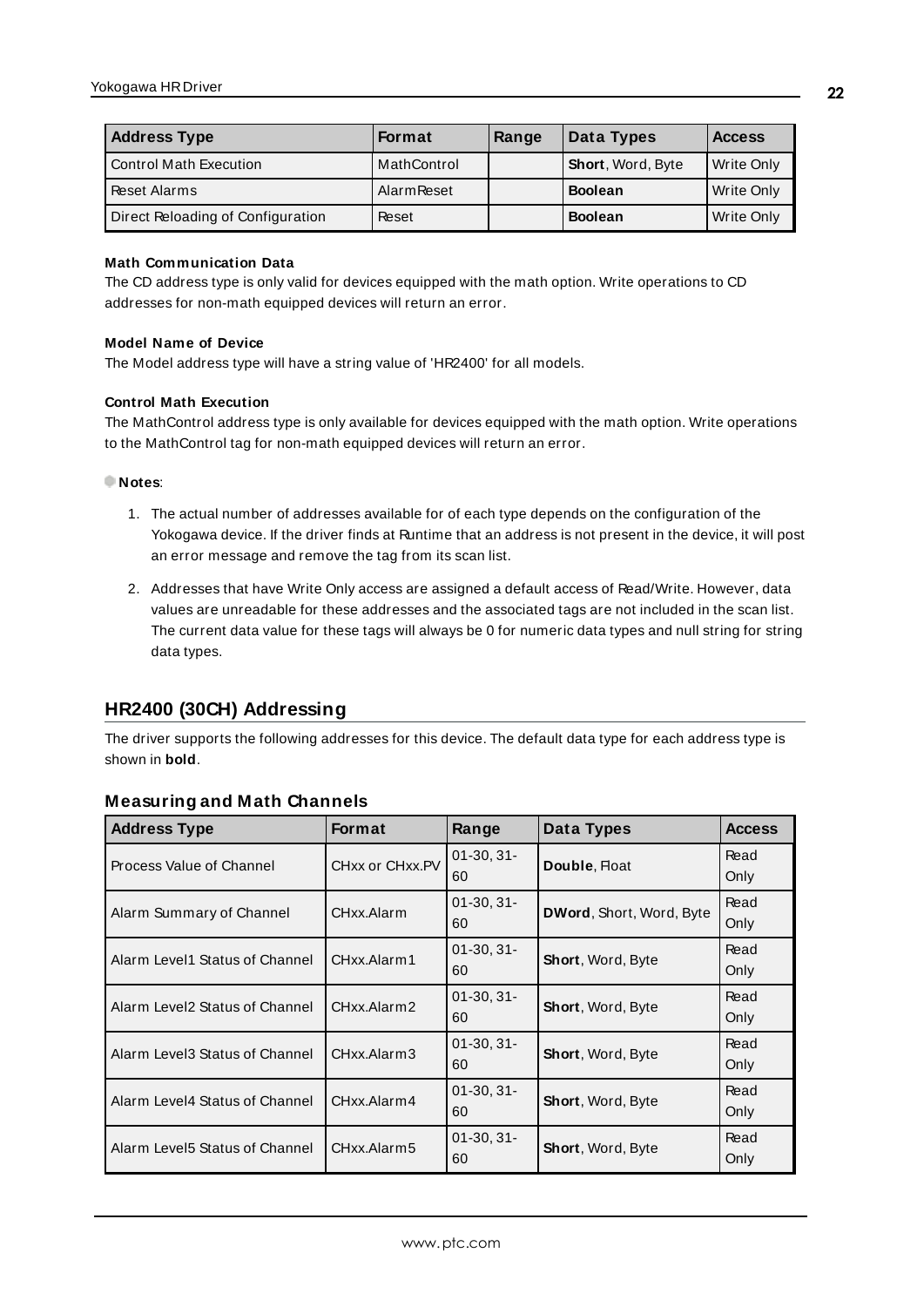| Address Type | Format | Range | Data Types | Access |
| --- | --- | --- | --- | --- |
| Control Math Execution | MathControl | | **Short**, Word, Byte | Write Only |
| Reset Alarms | AlarmReset | | **Boolean** | Write Only |
| Direct Reloading of Configuration | Reset | | **Boolean** | Write Only |

**Math Communication Data**

The CD address type is only valid for devices equipped with the math option. Write operations to CD addresses for non-math equipped devices will return an error.

**Model Name of Device**

The Model address type will have a string value of 'HR2400' for all models.

**Control Math Execution**

The MathControl address type is only available for devices equipped with the math option. Write operations to the MathControl tag for non-math equipped devices will return an error.

**Notes**:

1. The actual number of addresses available for of each type depends on the configuration of the Yokogawa device. If the driver finds at Runtime that an address is not present in the device, it will post an error message and remove the tag from its scan list.
2. Addresses that have Write Only access are assigned a default access of Read/Write. However, data values are unreadable for these addresses and the associated tags are not included in the scan list. The current data value for these tags will always be 0 for numeric data types and null string for string data types.

## HR2400 (30CH) Addressing

The driver supports the following addresses for this device. The default data type for each address type is shown in **bold**.

### Measuring and Math Channels

| Address Type | Format | Range | Data Types | Access |
| --- | --- | --- | --- | --- |
| Process Value of Channel | CHxx or CHxx.PV | 01-30, 31-60 | **Double**, Float | Read Only |
| Alarm Summary of Channel | CHxx.Alarm | 01-30, 31-60 | **DWord**, Short, Word, Byte | Read Only |
| Alarm Level1 Status of Channel | CHxx.Alarm1 | 01-30, 31-60 | **Short**, Word, Byte | Read Only |
| Alarm Level2 Status of Channel | CHxx.Alarm2 | 01-30, 31-60 | **Short**, Word, Byte | Read Only |
| Alarm Level3 Status of Channel | CHxx.Alarm3 | 01-30, 31-60 | **Short**, Word, Byte | Read Only |
| Alarm Level4 Status of Channel | CHxx.Alarm4 | 01-30, 31-60 | **Short**, Word, Byte | Read Only |
| Alarm Level5 Status of Channel | CHxx.Alarm5 | 01-30, 31-60 | **Short**, Word, Byte | Read Only |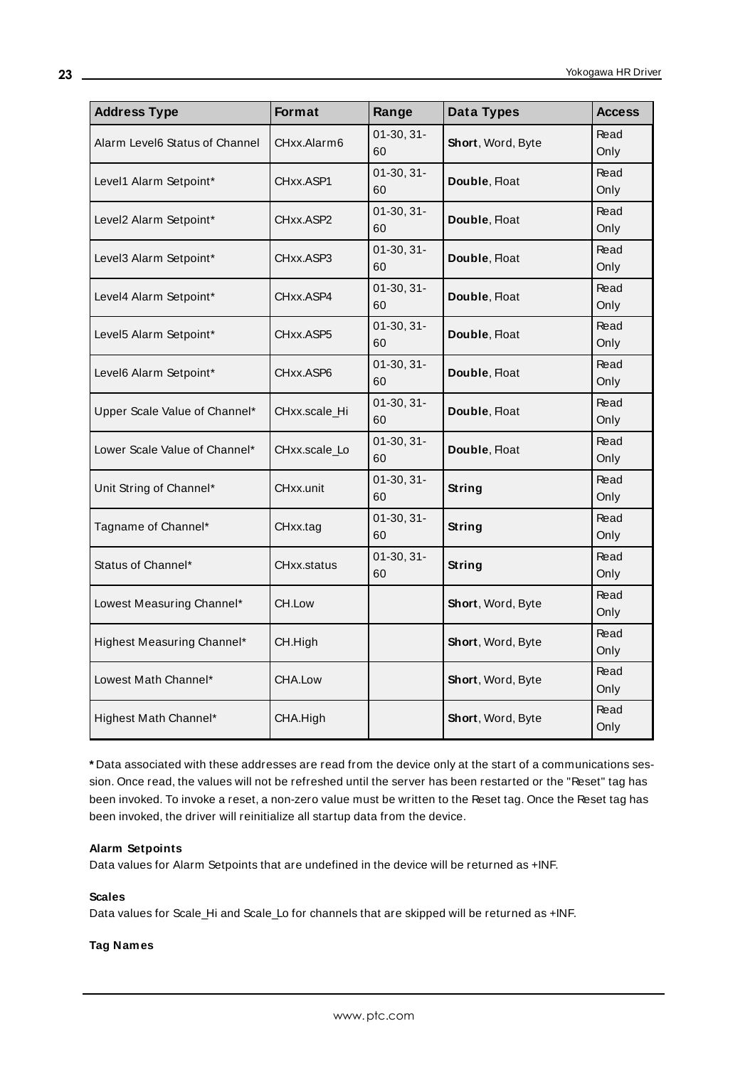| Address Type | Format | Range | Data Types | Access |
|---|---|---|---|---|
| Alarm Level6 Status of Channel | CHxx.Alarm6 | 01-30, 31-60 | **Short**, Word, Byte | Read Only |
| Level1 Alarm Setpoint* | CHxx.ASP1 | 01-30, 31-60 | **Double**, Float | Read Only |
| Level2 Alarm Setpoint* | CHxx.ASP2 | 01-30, 31-60 | **Double**, Float | Read Only |
| Level3 Alarm Setpoint* | CHxx.ASP3 | 01-30, 31-60 | **Double**, Float | Read Only |
| Level4 Alarm Setpoint* | CHxx.ASP4 | 01-30, 31-60 | **Double**, Float | Read Only |
| Level5 Alarm Setpoint* | CHxx.ASP5 | 01-30, 31-60 | **Double**, Float | Read Only |
| Level6 Alarm Setpoint* | CHxx.ASP6 | 01-30, 31-60 | **Double**, Float | Read Only |
| Upper Scale Value of Channel* | CHxx.scale_Hi | 01-30, 31-60 | **Double**, Float | Read Only |
| Lower Scale Value of Channel* | CHxx.scale_Lo | 01-30, 31-60 | **Double**, Float | Read Only |
| Unit String of Channel* | CHxx.unit | 01-30, 31-60 | **String** | Read Only |
| Tagname of Channel* | CHxx.tag | 01-30, 31-60 | **String** | Read Only |
| Status of Channel* | CHxx.status | 01-30, 31-60 | **String** | Read Only |
| Lowest Measuring Channel* | CH.Low | | **Short**, Word, Byte | Read Only |
| Highest Measuring Channel* | CH.High | | **Short**, Word, Byte | Read Only |
| Lowest Math Channel* | CHA.Low | | **Short**, Word, Byte | Read Only |
| Highest Math Channel* | CHA.High | | **Short**, Word, Byte | Read Only |

**\*** Data associated with these addresses are read from the device only at the start of a communications session. Once read, the values will not be refreshed until the server has been restarted or the "Reset" tag has been invoked. To invoke a reset, a non-zero value must be written to the Reset tag. Once the Reset tag has been invoked, the driver will reinitialize all startup data from the device.

**Alarm Setpoints**
Data values for Alarm Setpoints that are undefined in the device will be returned as +INF.

**Scales**
Data values for Scale_Hi and Scale_Lo for channels that are skipped will be returned as +INF.

**Tag Names**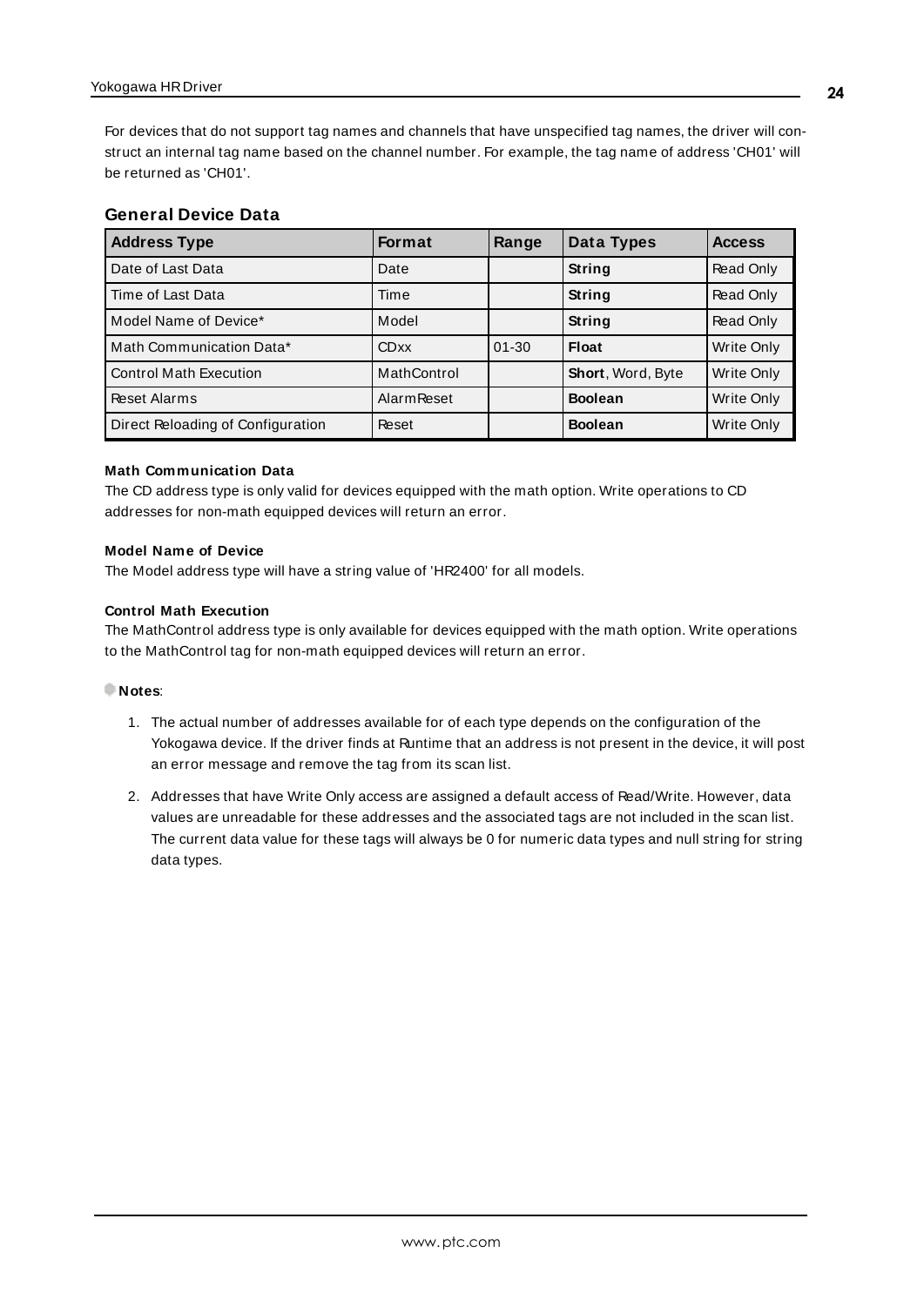For devices that do not support tag names and channels that have unspecified tag names, the driver will construct an internal tag name based on the channel number. For example, the tag name of address 'CH01' will be returned as 'CH01'.

## General Device Data

| Address Type | Format | Range | Data Types | Access |
|---|---|---|---|---|
| Date of Last Data | Date | | **String** | Read Only |
| Time of Last Data | Time | | **String** | Read Only |
| Model Name of Device* | Model | | **String** | Read Only |
| Math Communication Data* | CDxx | 01-30 | **Float** | Write Only |
| Control Math Execution | MathControl | | **Short**, Word, Byte | Write Only |
| Reset Alarms | AlarmReset | | **Boolean** | Write Only |
| Direct Reloading of Configuration | Reset | | **Boolean** | Write Only |

#### Math Communication Data

The CD address type is only valid for devices equipped with the math option. Write operations to CD addresses for non-math equipped devices will return an error.

#### Model Name of Device

The Model address type will have a string value of 'HR2400' for all models.

#### Control Math Execution

The MathControl address type is only available for devices equipped with the math option. Write operations to the MathControl tag for non-math equipped devices will return an error.

**Notes**:

1. The actual number of addresses available for of each type depends on the configuration of the Yokogawa device. If the driver finds at Runtime that an address is not present in the device, it will post an error message and remove the tag from its scan list.

2. Addresses that have Write Only access are assigned a default access of Read/Write. However, data values are unreadable for these addresses and the associated tags are not included in the scan list. The current data value for these tags will always be 0 for numeric data types and null string for string data types.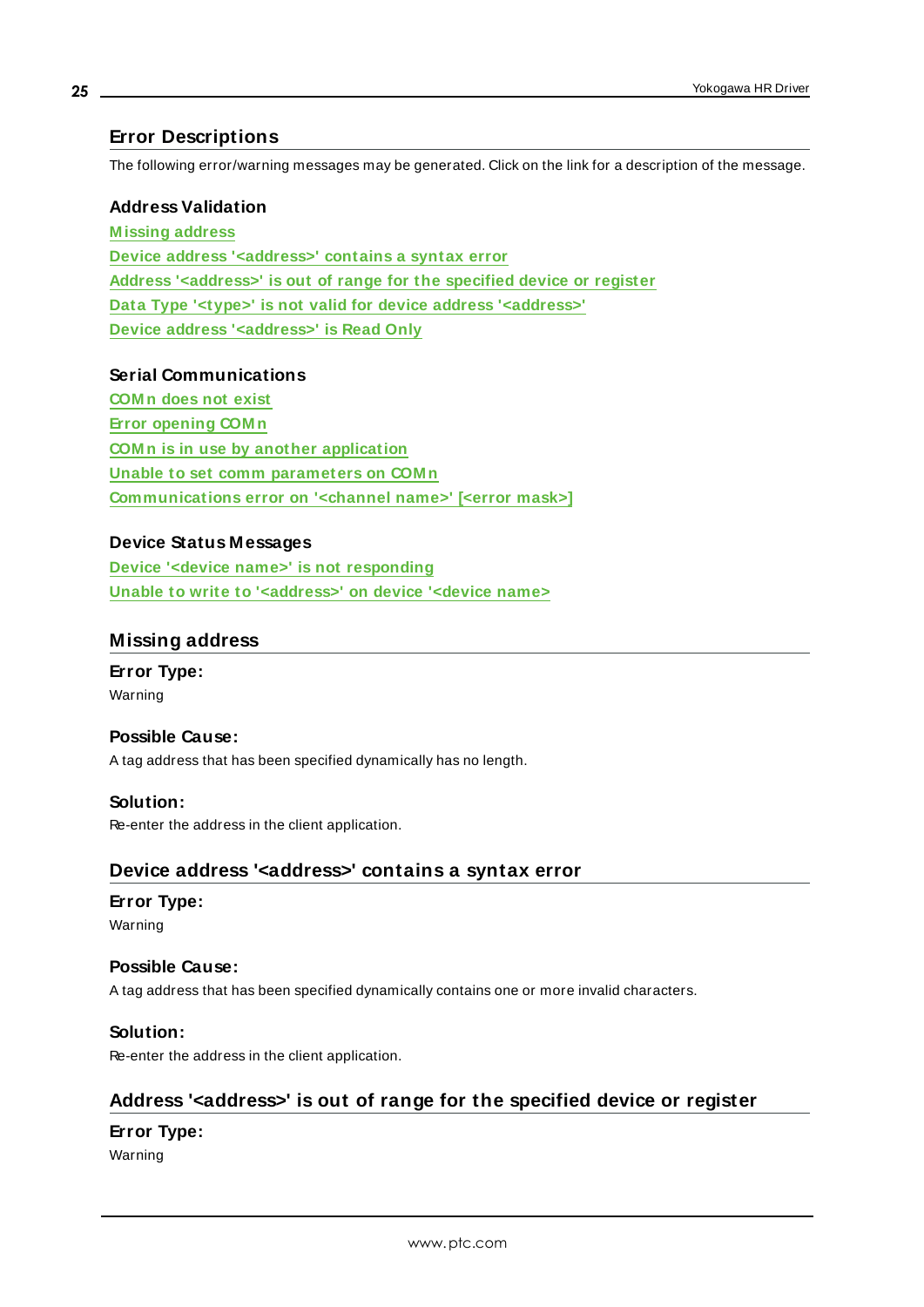# Error Descriptions

The following error/warning messages may be generated. Click on the link for a description of the message.

### Address Validation

**Missing address**
**Device address '<address>' contains a syntax error**
**Address '<address>' is out of range for the specified device or register**
**Data Type '<type>' is not valid for device address '<address>'**
**Device address '<address>' is Read Only**

### Serial Communications

**COMn does not exist**
**Error opening COMn**
**COMn is in use by another application**
**Unable to set comm parameters on COMn**
**Communications error on '<channel name>' [<error mask>]**

### Device Status Messages

**Device '<device name>' is not responding**
**Unable to write to '<address>' on device '<device name>**

## Missing address

#### Error Type:

Warning

#### Possible Cause:

A tag address that has been specified dynamically has no length.

#### Solution:

Re-enter the address in the client application.

## Device address '<address>' contains a syntax error

#### Error Type:

Warning

#### Possible Cause:

A tag address that has been specified dynamically contains one or more invalid characters.

#### Solution:

Re-enter the address in the client application.

## Address '<address>' is out of range for the specified device or register

#### Error Type:

Warning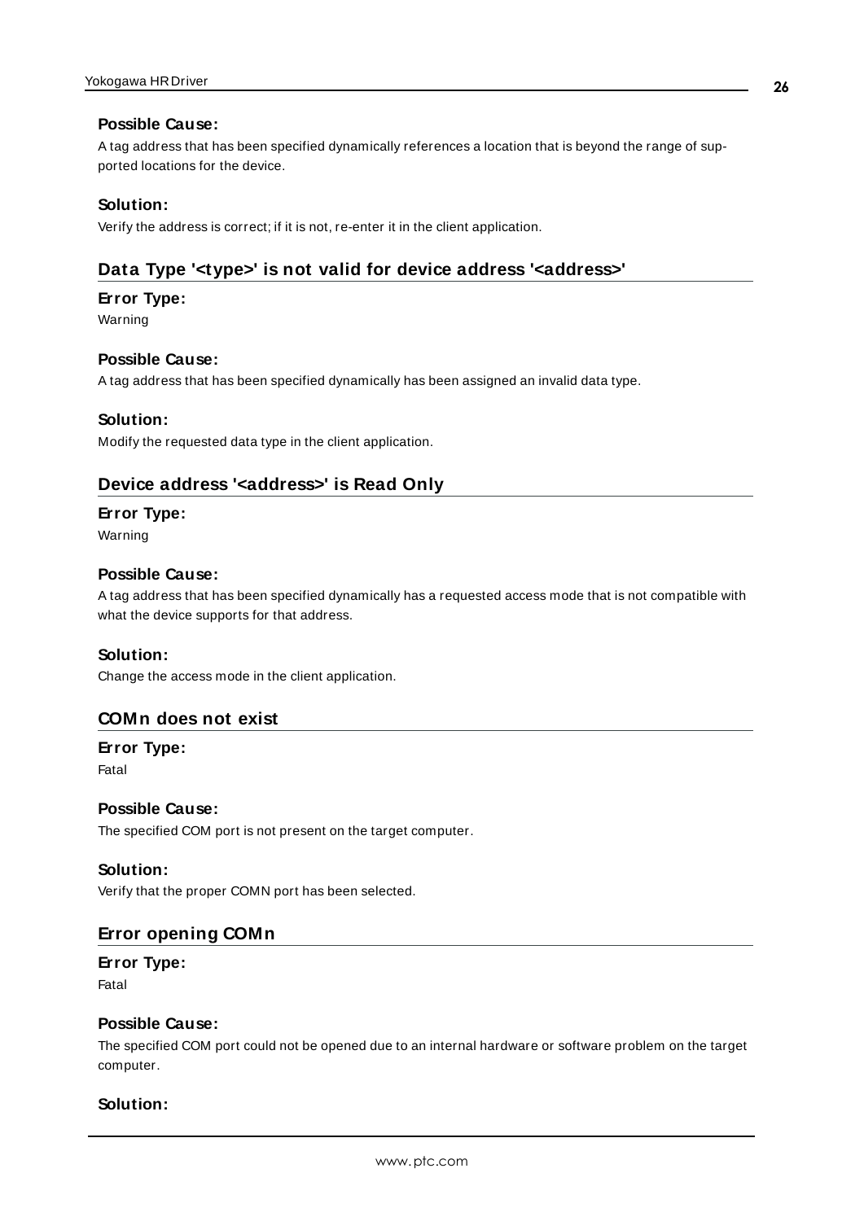#### Possible Cause:

A tag address that has been specified dynamically references a location that is beyond the range of supported locations for the device.

#### Solution:

Verify the address is correct; if it is not, re-enter it in the client application.

### Data Type '<type>' is not valid for device address '<address>'

#### Error Type:

Warning

#### Possible Cause:

A tag address that has been specified dynamically has been assigned an invalid data type.

#### Solution:

Modify the requested data type in the client application.

### Device address '<address>' is Read Only

#### Error Type:

Warning

#### Possible Cause:

A tag address that has been specified dynamically has a requested access mode that is not compatible with what the device supports for that address.

#### Solution:

Change the access mode in the client application.

### COMn does not exist

#### Error Type:

Fatal

#### Possible Cause:

The specified COM port is not present on the target computer.

#### Solution:

Verify that the proper COMN port has been selected.

### Error opening COMn

#### Error Type:

Fatal

#### Possible Cause:

The specified COM port could not be opened due to an internal hardware or software problem on the target computer.

#### Solution: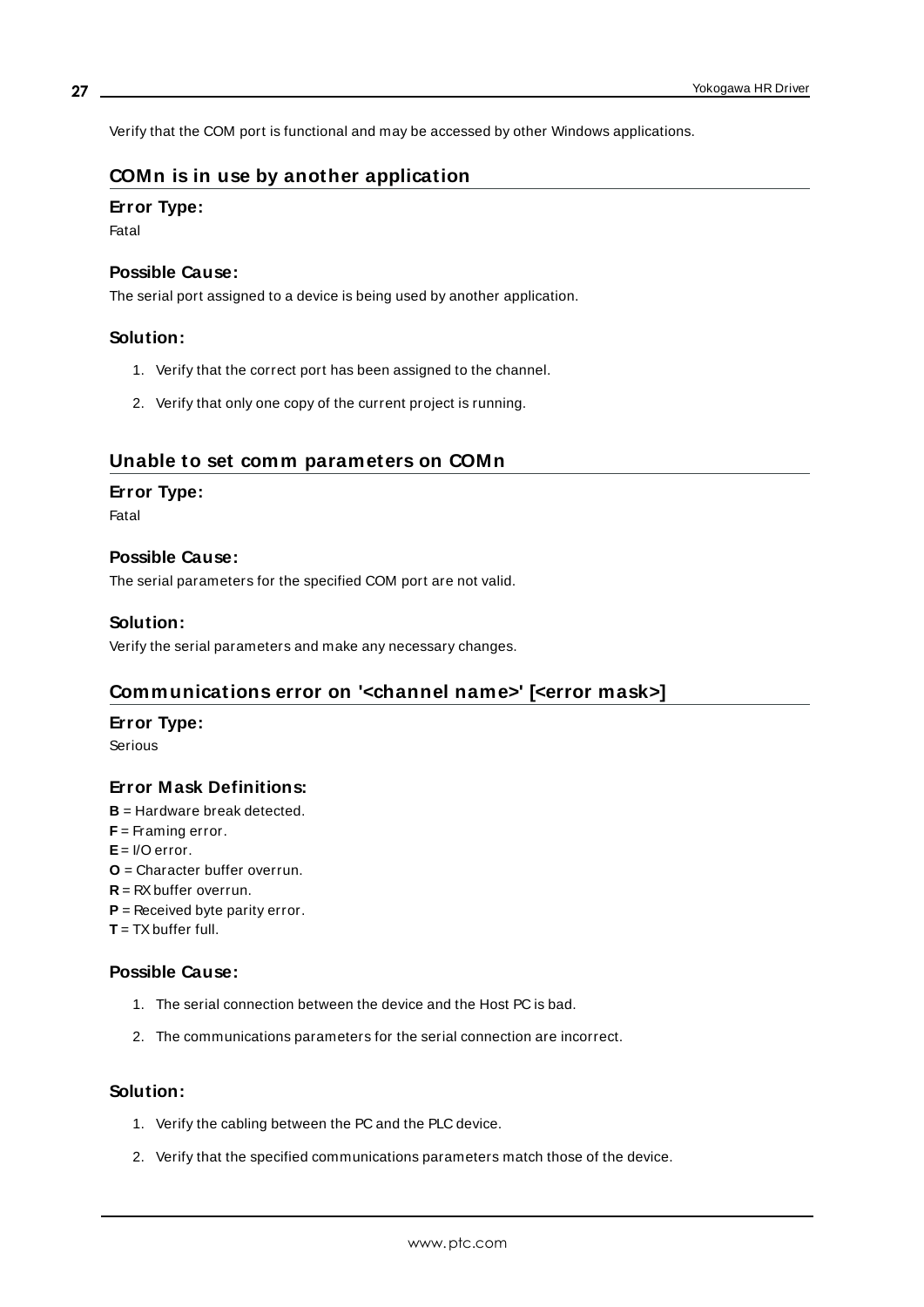Verify that the COM port is functional and may be accessed by other Windows applications.

## COMn is in use by another application

### Error Type:

Fatal

### Possible Cause:

The serial port assigned to a device is being used by another application.

### Solution:

1. Verify that the correct port has been assigned to the channel.
2. Verify that only one copy of the current project is running.

## Unable to set comm parameters on COMn

### Error Type:

Fatal

### Possible Cause:

The serial parameters for the specified COM port are not valid.

### Solution:

Verify the serial parameters and make any necessary changes.

## Communications error on '<channel name>' [<error mask>]

### Error Type:

Serious

### Error Mask Definitions:

**B** = Hardware break detected.
**F** = Framing error.
**E** = I/O error.
**O** = Character buffer overrun.
**R** = RX buffer overrun.
**P** = Received byte parity error.
**T** = TX buffer full.

### Possible Cause:

1. The serial connection between the device and the Host PC is bad.
2. The communications parameters for the serial connection are incorrect.

### Solution:

1. Verify the cabling between the PC and the PLC device.
2. Verify that the specified communications parameters match those of the device.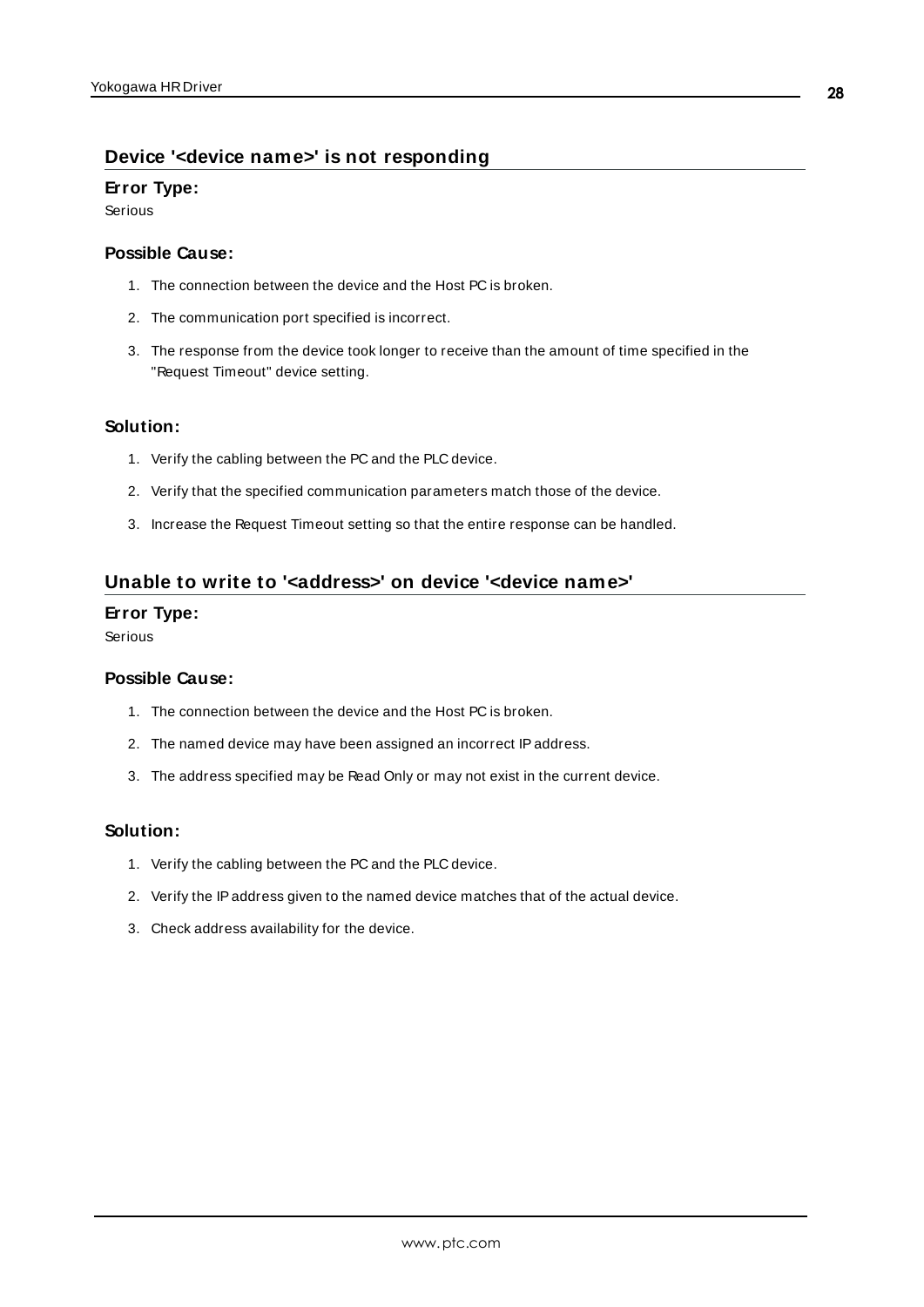## Device '<device name>' is not responding

### Error Type:

Serious

### Possible Cause:

1. The connection between the device and the Host PC is broken.
2. The communication port specified is incorrect.
3. The response from the device took longer to receive than the amount of time specified in the "Request Timeout" device setting.

### Solution:

1. Verify the cabling between the PC and the PLC device.
2. Verify that the specified communication parameters match those of the device.
3. Increase the Request Timeout setting so that the entire response can be handled.

## Unable to write to '<address>' on device '<device name>'

### Error Type:

Serious

### Possible Cause:

1. The connection between the device and the Host PC is broken.
2. The named device may have been assigned an incorrect IP address.
3. The address specified may be Read Only or may not exist in the current device.

### Solution:

1. Verify the cabling between the PC and the PLC device.
2. Verify the IP address given to the named device matches that of the actual device.
3. Check address availability for the device.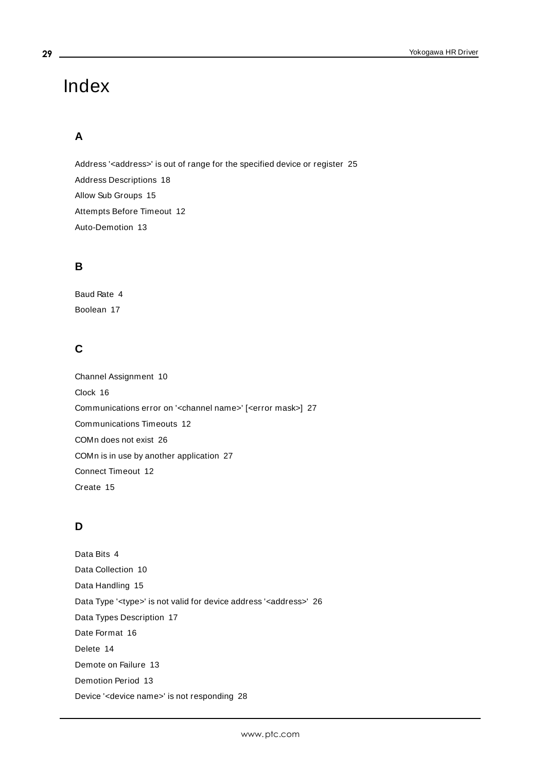# Index

## A

Address '<address>' is out of range for the specified device or register 25

Address Descriptions 18

Allow Sub Groups 15

Attempts Before Timeout 12

Auto-Demotion 13

## B

Baud Rate 4

Boolean 17

## C

Channel Assignment 10

Clock 16

Communications error on '<channel name>' [<error mask>] 27

Communications Timeouts 12

COMn does not exist 26

COMn is in use by another application 27

Connect Timeout 12

Create 15

## D

Data Bits 4

Data Collection 10

Data Handling 15

Data Type '<type>' is not valid for device address '<address>' 26

Data Types Description 17

Date Format 16

Delete 14

Demote on Failure 13

Demotion Period 13

Device '<device name>' is not responding 28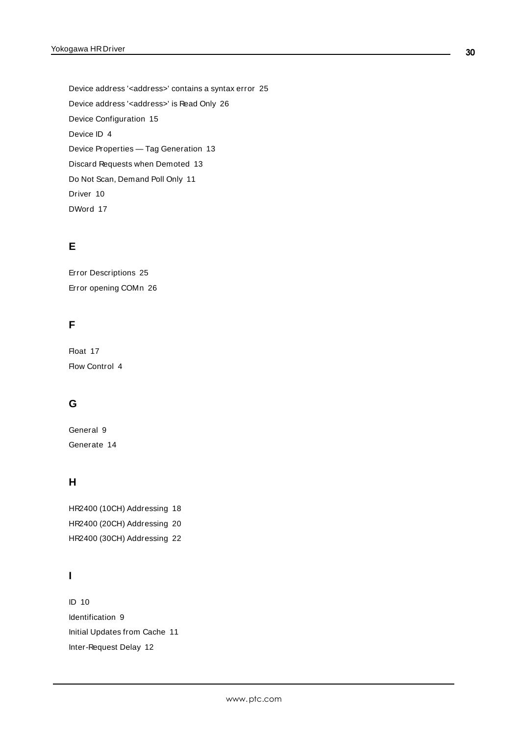Device address '<address>' contains a syntax error 25

Device address '<address>' is Read Only 26

Device Configuration 15

Device ID 4

Device Properties — Tag Generation 13

Discard Requests when Demoted 13

Do Not Scan, Demand Poll Only 11

Driver 10

DWord 17

## E

Error Descriptions 25

Error opening COMn 26

## F

Float 17

Flow Control 4

## G

General 9

Generate 14

## H

HR2400 (10CH) Addressing 18

HR2400 (20CH) Addressing 20

HR2400 (30CH) Addressing 22

## I

ID 10

Identification 9

Initial Updates from Cache 11

Inter-Request Delay 12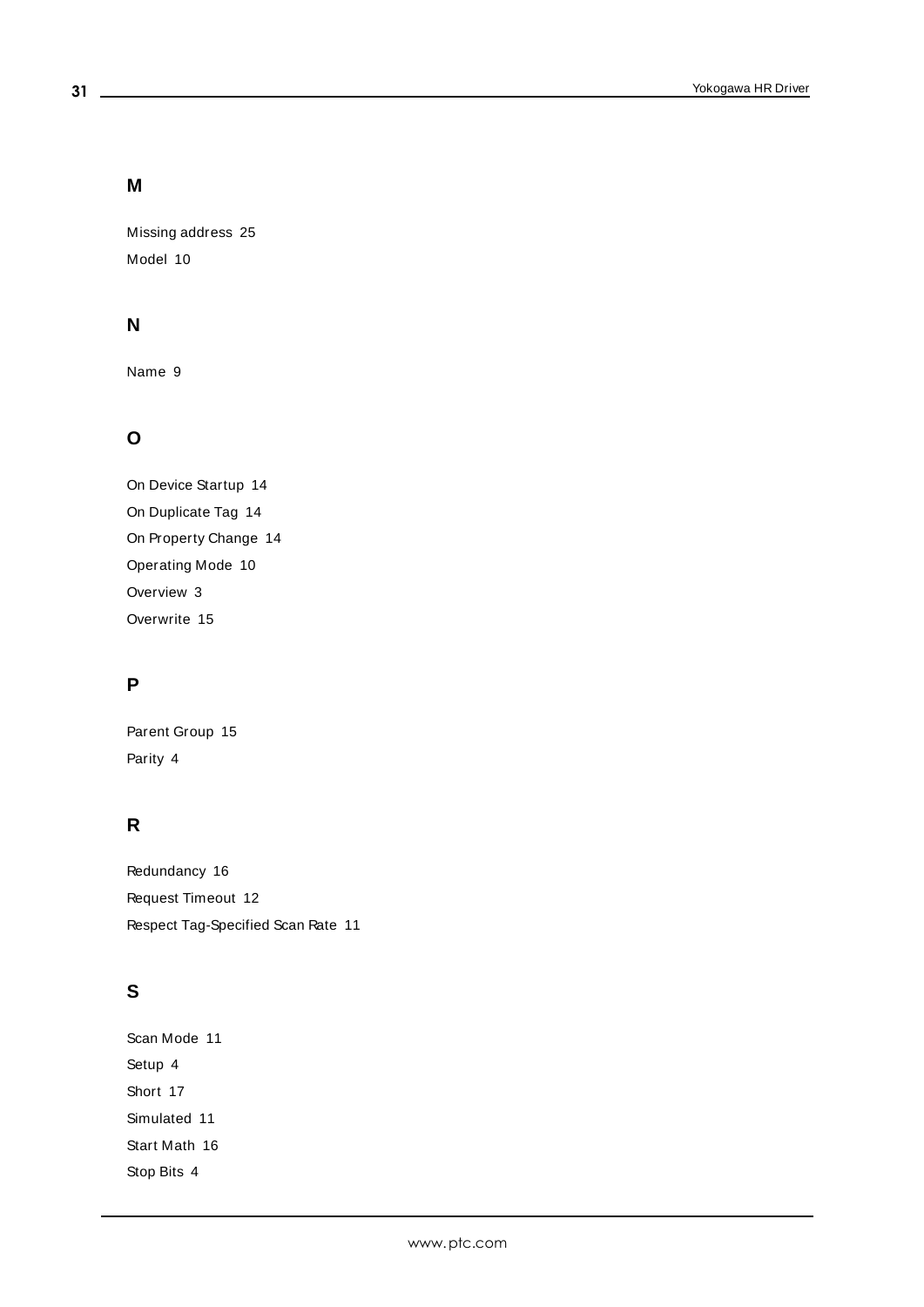## M

Missing address 25

Model 10

## N

Name 9

## O

On Device Startup 14

On Duplicate Tag 14

On Property Change 14

Operating Mode 10

Overview 3

Overwrite 15

## P

Parent Group 15

Parity 4

## R

Redundancy 16

Request Timeout 12

Respect Tag-Specified Scan Rate 11

## S

Scan Mode 11

Setup 4

Short 17

Simulated 11

Start Math 16

Stop Bits 4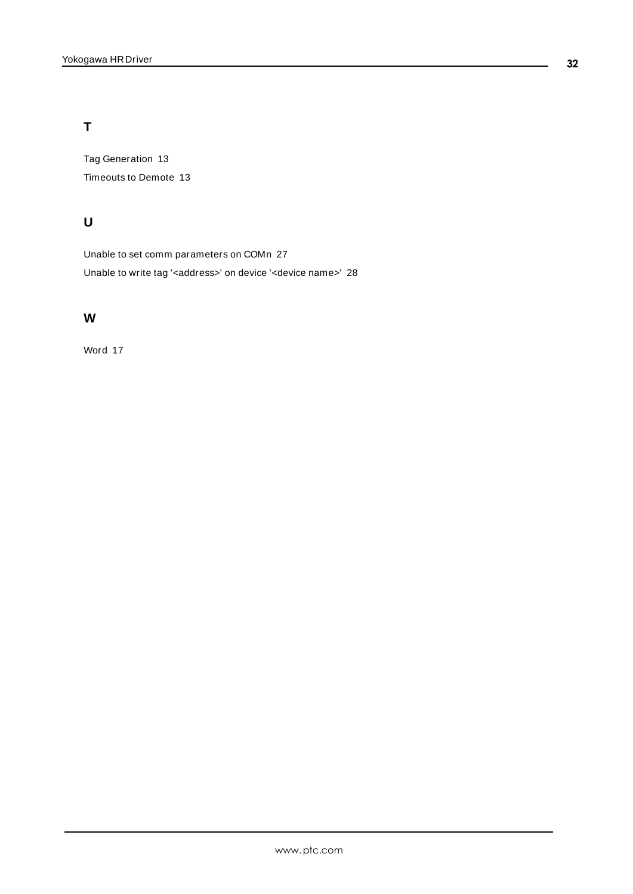## T

Tag Generation 13

Timeouts to Demote 13

## U

Unable to set comm parameters on COMn 27

Unable to write tag '<address>' on device '<device name>' 28

## W

Word 17